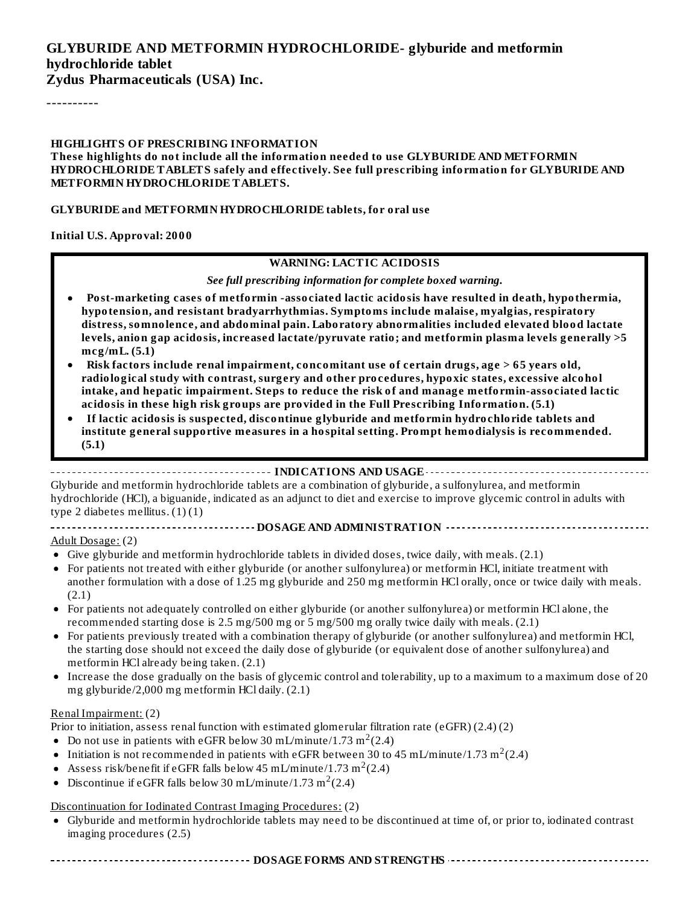# GLYBURIDE AND METFORMIN HYDROCHLORIDE- glyburide and metformin hydrochloride tablet
**Zydus Pharmaceuticals (USA) Inc.**

----------

**HIGHLIGHTS OF PRESCRIBING INFORMATION**
**These highlights do not include all the information needed to use GLYBURIDE AND METFORMIN HYDROCHLORIDE TABLETS safely and effectively. See full prescribing information for GLYBURIDE AND METFORMIN HYDROCHLORIDE TABLETS.**

**GLYBURIDE and METFORMIN HYDROCHLORIDE tablets, for oral use**

**Initial U.S. Approval: 2000**

**WARNING: LACTIC ACIDOSIS**

***See full prescribing information for complete boxed warning.***

- **Post-marketing cases of metformin -associated lactic acidosis have resulted in death, hypothermia, hypotension, and resistant bradyarrhythmias. Symptoms include malaise, myalgias, respiratory distress, somnolence, and abdominal pain. Laboratory abnormalities included elevated blood lactate levels, anion gap acidosis, increased lactate/pyruvate ratio; and metformin plasma levels generally >5 mcg/mL. (5.1)**
- **Risk factors include renal impairment, concomitant use of certain drugs, age > 65 years old, radiological study with contrast, surgery and other procedures, hypoxic states, excessive alcohol intake, and hepatic impairment. Steps to reduce the risk of and manage metformin-associated lactic acidosis in these high risk groups are provided in the Full Prescribing Information. (5.1)**
- **If lactic acidosis is suspected, discontinue glyburide and metformin hydrochloride tablets and institute general supportive measures in a hospital setting. Prompt hemodialysis is recommended. (5.1)**

**INDICATIONS AND USAGE**

Glyburide and metformin hydrochloride tablets are a combination of glyburide, a sulfonylurea, and metformin hydrochloride (HCl), a biguanide, indicated as an adjunct to diet and exercise to improve glycemic control in adults with type 2 diabetes mellitus. (1) (1)

**DOSAGE AND ADMINISTRATION**

Adult Dosage: (2)

- Give glyburide and metformin hydrochloride tablets in divided doses, twice daily, with meals. (2.1)
- For patients not treated with either glyburide (or another sulfonylurea) or metformin HCl, initiate treatment with another formulation with a dose of 1.25 mg glyburide and 250 mg metformin HCl orally, once or twice daily with meals. (2.1)
- For patients not adequately controlled on either glyburide (or another sulfonylurea) or metformin HCl alone, the recommended starting dose is 2.5 mg/500 mg or 5 mg/500 mg orally twice daily with meals. (2.1)
- For patients previously treated with a combination therapy of glyburide (or another sulfonylurea) and metformin HCl, the starting dose should not exceed the daily dose of glyburide (or equivalent dose of another sulfonylurea) and metformin HCl already being taken. (2.1)
- Increase the dose gradually on the basis of glycemic control and tolerability, up to a maximum to a maximum dose of 20 mg glyburide/2,000 mg metformin HCl daily. (2.1)

Renal Impairment: (2)

Prior to initiation, assess renal function with estimated glomerular filtration rate (eGFR) (2.4) (2)

- Do not use in patients with eGFR below 30 mL/minute/1.73 $m^2$(2.4)
- Initiation is not recommended in patients with eGFR between 30 to 45 mL/minute/1.73 $m^2$(2.4)
- Assess risk/benefit if eGFR falls below 45 mL/minute/1.73 $m^2$(2.4)
- Discontinue if eGFR falls below 30 mL/minute/1.73 $m^2$(2.4)

Discontinuation for Iodinated Contrast Imaging Procedures: (2)

- Glyburide and metformin hydrochloride tablets may need to be discontinued at time of, or prior to, iodinated contrast imaging procedures (2.5)

**DOSAGE FORMS AND STRENGTHS**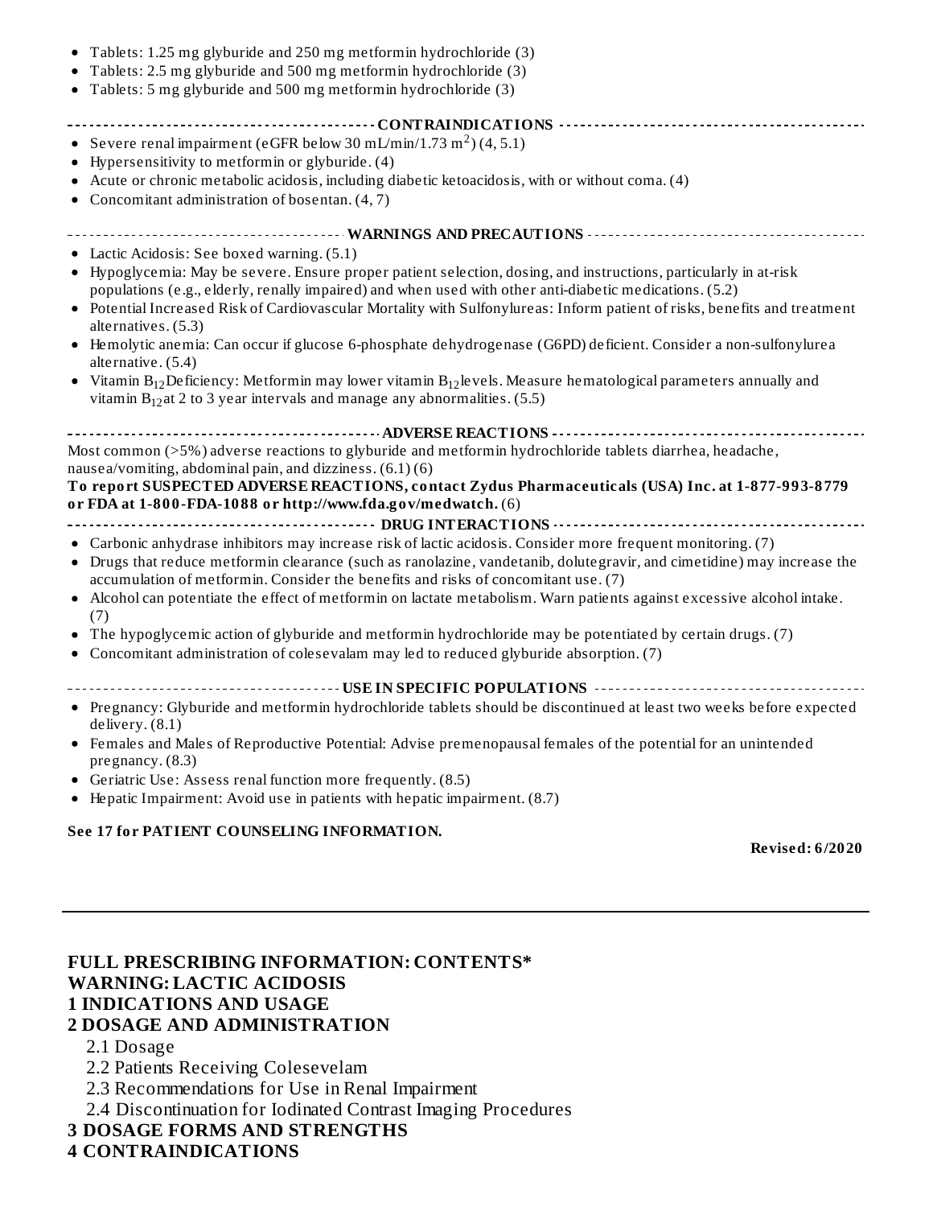- Tablets: 1.25 mg glyburide and 250 mg metformin hydrochloride (3)
- Tablets: 2.5 mg glyburide and 500 mg metformin hydrochloride (3)
- Tablets: 5 mg glyburide and 500 mg metformin hydrochloride (3)

**CONTRAINDICATIONS**

- Severe renal impairment (eGFR below 30 mL/min/1.73 $m^2$) (4, 5.1)
- Hypersensitivity to metformin or glyburide. (4)
- Acute or chronic metabolic acidosis, including diabetic ketoacidosis, with or without coma. (4)
- Concomitant administration of bosentan. (4, 7)

**WARNINGS AND PRECAUTIONS**

- Lactic Acidosis: See boxed warning. (5.1)
- Hypoglycemia: May be severe. Ensure proper patient selection, dosing, and instructions, particularly in at-risk populations (e.g., elderly, renally impaired) and when used with other anti-diabetic medications. (5.2)
- Potential Increased Risk of Cardiovascular Mortality with Sulfonylureas: Inform patient of risks, benefits and treatment alternatives. (5.3)
- Hemolytic anemia: Can occur if glucose 6-phosphate dehydrogenase (G6PD) deficient. Consider a non-sulfonylurea alternative. (5.4)
- Vitamin $B_{12}$ Deficiency: Metformin may lower vitamin $B_{12}$ levels. Measure hematological parameters annually and vitamin $B_{12}$ at 2 to 3 year intervals and manage any abnormalities. (5.5)

**ADVERSE REACTIONS**

Most common (>5%) adverse reactions to glyburide and metformin hydrochloride tablets diarrhea, headache, nausea/vomiting, abdominal pain, and dizziness. (6.1) (6)

**To report SUSPECTED ADVERSE REACTIONS, contact Zydus Pharmaceuticals (USA) Inc. at 1-877-993-8779 or FDA at 1-800-FDA-1088 or http://www.fda.gov/medwatch.** (6)

**DRUG INTERACTIONS**

- Carbonic anhydrase inhibitors may increase risk of lactic acidosis. Consider more frequent monitoring. (7)
- Drugs that reduce metformin clearance (such as ranolazine, vandetanib, dolutegravir, and cimetidine) may increase the accumulation of metformin. Consider the benefits and risks of concomitant use. (7)
- Alcohol can potentiate the effect of metformin on lactate metabolism. Warn patients against excessive alcohol intake. (7)
- The hypoglycemic action of glyburide and metformin hydrochloride may be potentiated by certain drugs. (7)
- Concomitant administration of colesevalam may led to reduced glyburide absorption. (7)

**USE IN SPECIFIC POPULATIONS**

- Pregnancy: Glyburide and metformin hydrochloride tablets should be discontinued at least two weeks before expected delivery. (8.1)
- Females and Males of Reproductive Potential: Advise premenopausal females of the potential for an unintended pregnancy. (8.3)
- Geriatric Use: Assess renal function more frequently. (8.5)
- Hepatic Impairment: Avoid use in patients with hepatic impairment. (8.7)

**See 17 for PATIENT COUNSELING INFORMATION.**

**Revised: 6/2020**

---

## FULL PRESCRIBING INFORMATION: CONTENTS*

## WARNING: LACTIC ACIDOSIS

## 1 INDICATIONS AND USAGE

## 2 DOSAGE AND ADMINISTRATION

2.1 Dosage

2.2 Patients Receiving Colesevelam

2.3 Recommendations for Use in Renal Impairment

2.4 Discontinuation for Iodinated Contrast Imaging Procedures

## 3 DOSAGE FORMS AND STRENGTHS

## 4 CONTRAINDICATIONS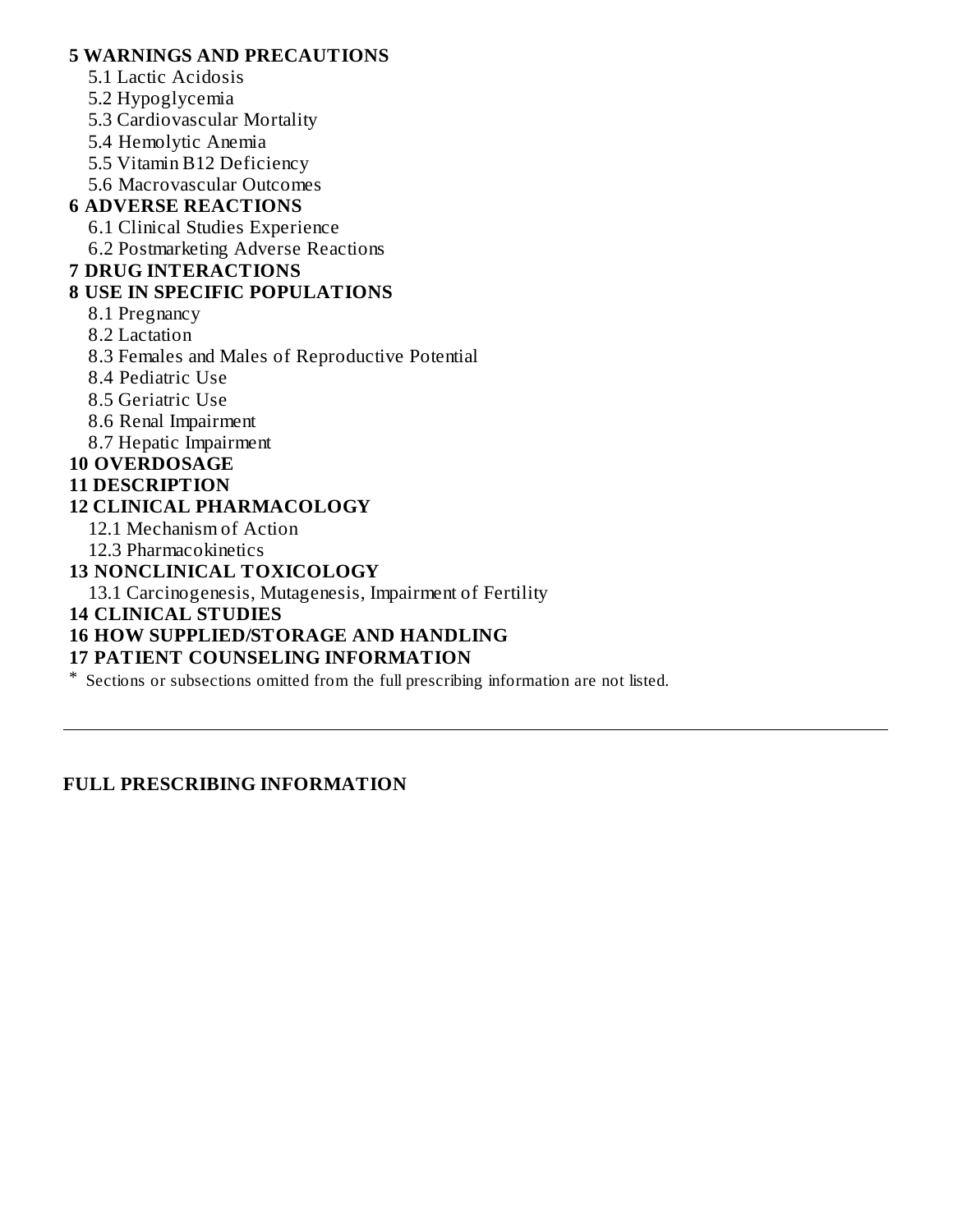**5 WARNINGS AND PRECAUTIONS**

5.1 Lactic Acidosis

5.2 Hypoglycemia

5.3 Cardiovascular Mortality

5.4 Hemolytic Anemia

5.5 Vitamin B12 Deficiency

5.6 Macrovascular Outcomes

**6 ADVERSE REACTIONS**

6.1 Clinical Studies Experience

6.2 Postmarketing Adverse Reactions

**7 DRUG INTERACTIONS**

**8 USE IN SPECIFIC POPULATIONS**

8.1 Pregnancy

8.2 Lactation

8.3 Females and Males of Reproductive Potential

8.4 Pediatric Use

8.5 Geriatric Use

8.6 Renal Impairment

8.7 Hepatic Impairment

**10 OVERDOSAGE**

**11 DESCRIPTION**

**12 CLINICAL PHARMACOLOGY**

12.1 Mechanism of Action

12.3 Pharmacokinetics

**13 NONCLINICAL TOXICOLOGY**

13.1 Carcinogenesis, Mutagenesis, Impairment of Fertility

**14 CLINICAL STUDIES**

**16 HOW SUPPLIED/STORAGE AND HANDLING**

**17 PATIENT COUNSELING INFORMATION**

* Sections or subsections omitted from the full prescribing information are not listed.

---

**FULL PRESCRIBING INFORMATION**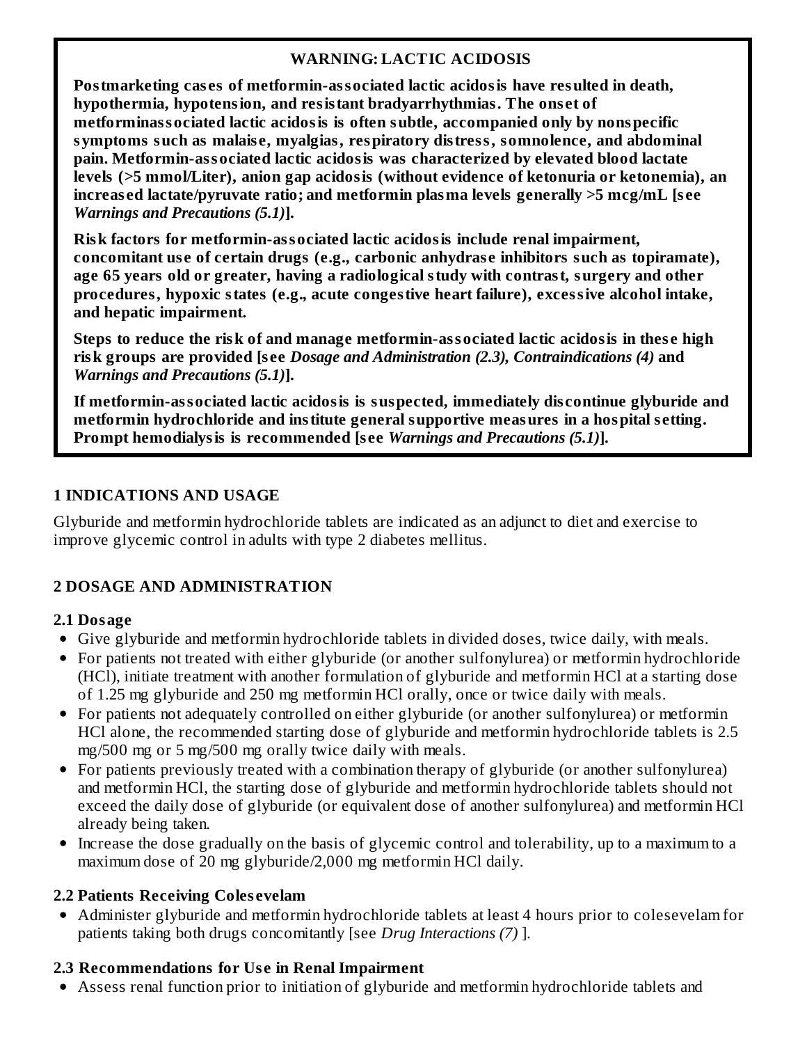**WARNING: LACTIC ACIDOSIS**

**Postmarketing cases of metformin-associated lactic acidosis have resulted in death, hypothermia, hypotension, and resistant bradyarrhythmias. The onset of metforminassociated lactic acidosis is often subtle, accompanied only by nonspecific symptoms such as malaise, myalgias, respiratory distress, somnolence, and abdominal pain. Metformin-associated lactic acidosis was characterized by elevated blood lactate levels (>5 mmol/Liter), anion gap acidosis (without evidence of ketonuria or ketonemia), an increased lactate/pyruvate ratio; and metformin plasma levels generally >5 mcg/mL [see *Warnings and Precautions (5.1)*].**

**Risk factors for metformin-associated lactic acidosis include renal impairment, concomitant use of certain drugs (e.g., carbonic anhydrase inhibitors such as topiramate), age 65 years old or greater, having a radiological study with contrast, surgery and other procedures, hypoxic states (e.g., acute congestive heart failure), excessive alcohol intake, and hepatic impairment.**

**Steps to reduce the risk of and manage metformin-associated lactic acidosis in these high risk groups are provided [see *Dosage and Administration (2.3), Contraindications (4)* and *Warnings and Precautions (5.1)*].**

**If metformin-associated lactic acidosis is suspected, immediately discontinue glyburide and metformin hydrochloride and institute general supportive measures in a hospital setting. Prompt hemodialysis is recommended [see *Warnings and Precautions (5.1)*].**

## 1 INDICATIONS AND USAGE

Glyburide and metformin hydrochloride tablets are indicated as an adjunct to diet and exercise to improve glycemic control in adults with type 2 diabetes mellitus.

## 2 DOSAGE AND ADMINISTRATION

### 2.1 Dosage

- Give glyburide and metformin hydrochloride tablets in divided doses, twice daily, with meals.
- For patients not treated with either glyburide (or another sulfonylurea) or metformin hydrochloride (HCl), initiate treatment with another formulation of glyburide and metformin HCl at a starting dose of 1.25 mg glyburide and 250 mg metformin HCl orally, once or twice daily with meals.
- For patients not adequately controlled on either glyburide (or another sulfonylurea) or metformin HCl alone, the recommended starting dose of glyburide and metformin hydrochloride tablets is 2.5 mg/500 mg or 5 mg/500 mg orally twice daily with meals.
- For patients previously treated with a combination therapy of glyburide (or another sulfonylurea) and metformin HCl, the starting dose of glyburide and metformin hydrochloride tablets should not exceed the daily dose of glyburide (or equivalent dose of another sulfonylurea) and metformin HCl already being taken.
- Increase the dose gradually on the basis of glycemic control and tolerability, up to a maximum to a maximum dose of 20 mg glyburide/2,000 mg metformin HCl daily.

### 2.2 Patients Receiving Colesevelam

- Administer glyburide and metformin hydrochloride tablets at least 4 hours prior to colesevelam for patients taking both drugs concomitantly [see *Drug Interactions (7)* ].

### 2.3 Recommendations for Use in Renal Impairment

- Assess renal function prior to initiation of glyburide and metformin hydrochloride tablets and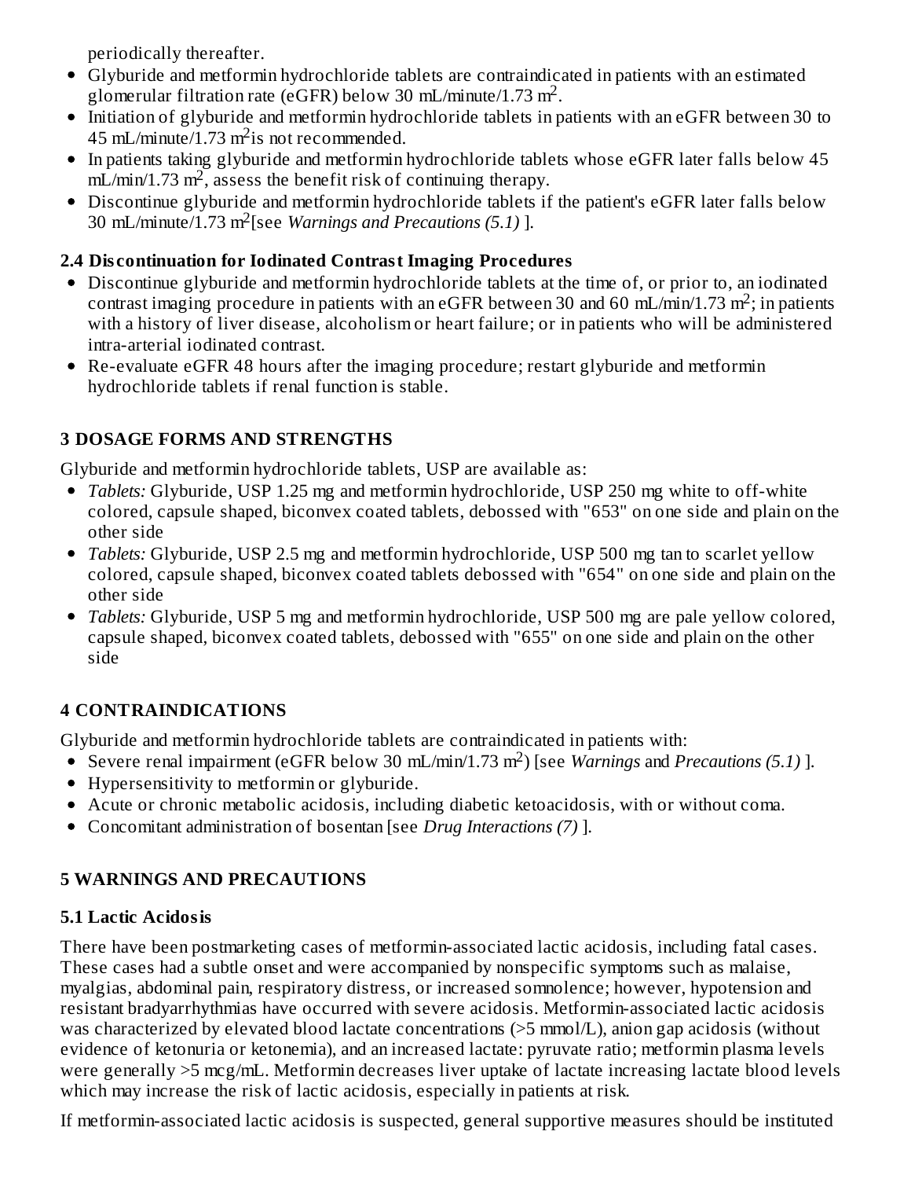periodically thereafter.

- Glyburide and metformin hydrochloride tablets are contraindicated in patients with an estimated glomerular filtration rate (eGFR) below 30 mL/minute/1.73 $m^2$.
- Initiation of glyburide and metformin hydrochloride tablets in patients with an eGFR between 30 to 45 mL/minute/1.73 $m^2$ is not recommended.
- In patients taking glyburide and metformin hydrochloride tablets whose eGFR later falls below 45 mL/min/1.73 $m^2$, assess the benefit risk of continuing therapy.
- Discontinue glyburide and metformin hydrochloride tablets if the patient's eGFR later falls below 30 mL/minute/1.73 $m^2$ [see *Warnings and Precautions (5.1)* ].

### 2.4 Discontinuation for Iodinated Contrast Imaging Procedures

- Discontinue glyburide and metformin hydrochloride tablets at the time of, or prior to, an iodinated contrast imaging procedure in patients with an eGFR between 30 and 60 mL/min/1.73 $m^2$; in patients with a history of liver disease, alcoholism or heart failure; or in patients who will be administered intra-arterial iodinated contrast.
- Re-evaluate eGFR 48 hours after the imaging procedure; restart glyburide and metformin hydrochloride tablets if renal function is stable.

## 3 DOSAGE FORMS AND STRENGTHS

Glyburide and metformin hydrochloride tablets, USP are available as:

- *Tablets:* Glyburide, USP 1.25 mg and metformin hydrochloride, USP 250 mg white to off-white colored, capsule shaped, biconvex coated tablets, debossed with "653" on one side and plain on the other side
- *Tablets:* Glyburide, USP 2.5 mg and metformin hydrochloride, USP 500 mg tan to scarlet yellow colored, capsule shaped, biconvex coated tablets debossed with "654" on one side and plain on the other side
- *Tablets:* Glyburide, USP 5 mg and metformin hydrochloride, USP 500 mg are pale yellow colored, capsule shaped, biconvex coated tablets, debossed with "655" on one side and plain on the other side

## 4 CONTRAINDICATIONS

Glyburide and metformin hydrochloride tablets are contraindicated in patients with:

- Severe renal impairment (eGFR below 30 mL/min/1.73 $m^2$) [see *Warnings* and *Precautions (5.1)* ].
- Hypersensitivity to metformin or glyburide.
- Acute or chronic metabolic acidosis, including diabetic ketoacidosis, with or without coma.
- Concomitant administration of bosentan [see *Drug Interactions (7)* ].

## 5 WARNINGS AND PRECAUTIONS

### 5.1 Lactic Acidosis

There have been postmarketing cases of metformin-associated lactic acidosis, including fatal cases. These cases had a subtle onset and were accompanied by nonspecific symptoms such as malaise, myalgias, abdominal pain, respiratory distress, or increased somnolence; however, hypotension and resistant bradyarrhythmias have occurred with severe acidosis. Metformin-associated lactic acidosis was characterized by elevated blood lactate concentrations (>5 mmol/L), anion gap acidosis (without evidence of ketonuria or ketonemia), and an increased lactate: pyruvate ratio; metformin plasma levels were generally >5 mcg/mL. Metformin decreases liver uptake of lactate increasing lactate blood levels which may increase the risk of lactic acidosis, especially in patients at risk.

If metformin-associated lactic acidosis is suspected, general supportive measures should be instituted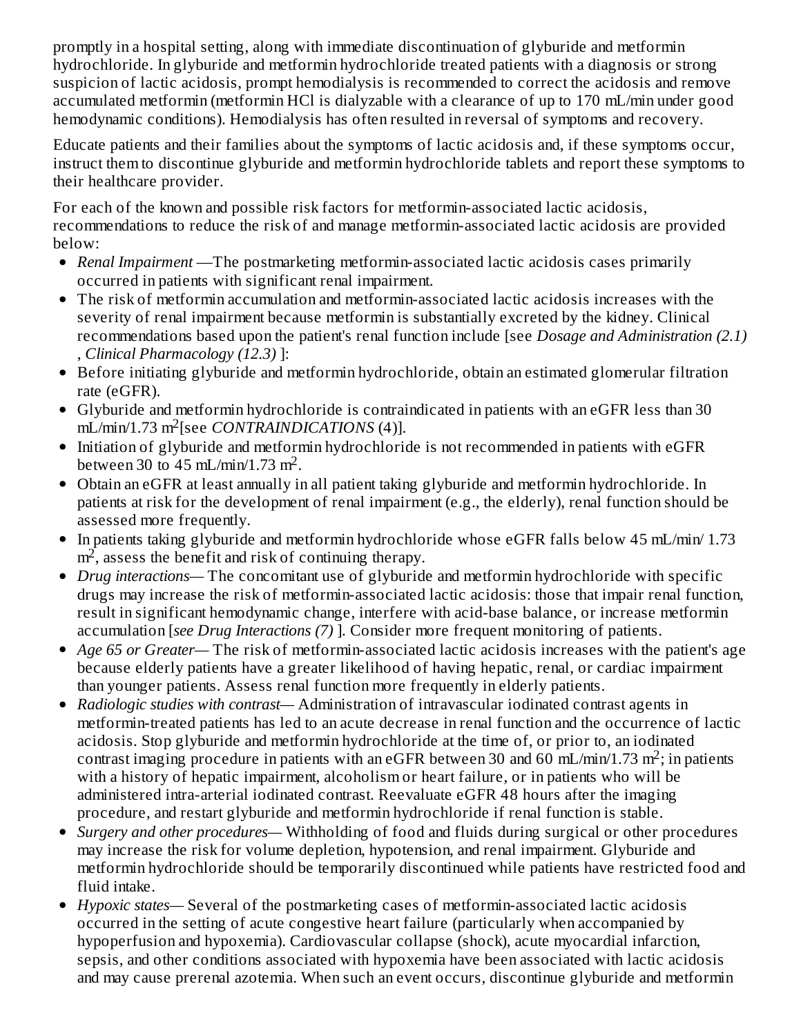promptly in a hospital setting, along with immediate discontinuation of glyburide and metformin hydrochloride. In glyburide and metformin hydrochloride treated patients with a diagnosis or strong suspicion of lactic acidosis, prompt hemodialysis is recommended to correct the acidosis and remove accumulated metformin (metformin HCl is dialyzable with a clearance of up to 170 mL/min under good hemodynamic conditions). Hemodialysis has often resulted in reversal of symptoms and recovery.

Educate patients and their families about the symptoms of lactic acidosis and, if these symptoms occur, instruct them to discontinue glyburide and metformin hydrochloride tablets and report these symptoms to their healthcare provider.

For each of the known and possible risk factors for metformin-associated lactic acidosis, recommendations to reduce the risk of and manage metformin-associated lactic acidosis are provided below:

- *Renal Impairment* —The postmarketing metformin-associated lactic acidosis cases primarily occurred in patients with significant renal impairment.
- The risk of metformin accumulation and metformin-associated lactic acidosis increases with the severity of renal impairment because metformin is substantially excreted by the kidney. Clinical recommendations based upon the patient's renal function include [see *Dosage and Administration (2.1)* , *Clinical Pharmacology (12.3)* ]:
- Before initiating glyburide and metformin hydrochloride, obtain an estimated glomerular filtration rate (eGFR).
- Glyburide and metformin hydrochloride is contraindicated in patients with an eGFR less than 30 mL/min/1.73 $m^2$[see *CONTRAINDICATIONS* (4)].
- Initiation of glyburide and metformin hydrochloride is not recommended in patients with eGFR between 30 to 45 mL/min/1.73 $m^2$.
- Obtain an eGFR at least annually in all patient taking glyburide and metformin hydrochloride. In patients at risk for the development of renal impairment (e.g., the elderly), renal function should be assessed more frequently.
- In patients taking glyburide and metformin hydrochloride whose eGFR falls below 45 mL/min/ 1.73 $m^2$, assess the benefit and risk of continuing therapy.
- *Drug interactions*— The concomitant use of glyburide and metformin hydrochloride with specific drugs may increase the risk of metformin-associated lactic acidosis: those that impair renal function, result in significant hemodynamic change, interfere with acid-base balance, or increase metformin accumulation [*see Drug Interactions (7)* ]. Consider more frequent monitoring of patients.
- *Age 65 or Greater*— The risk of metformin-associated lactic acidosis increases with the patient's age because elderly patients have a greater likelihood of having hepatic, renal, or cardiac impairment than younger patients. Assess renal function more frequently in elderly patients.
- *Radiologic studies with contrast*— Administration of intravascular iodinated contrast agents in metformin-treated patients has led to an acute decrease in renal function and the occurrence of lactic acidosis. Stop glyburide and metformin hydrochloride at the time of, or prior to, an iodinated contrast imaging procedure in patients with an eGFR between 30 and 60 mL/min/1.73 $m^2$; in patients with a history of hepatic impairment, alcoholism or heart failure, or in patients who will be administered intra-arterial iodinated contrast. Reevaluate eGFR 48 hours after the imaging procedure, and restart glyburide and metformin hydrochloride if renal function is stable.
- *Surgery and other procedures*— Withholding of food and fluids during surgical or other procedures may increase the risk for volume depletion, hypotension, and renal impairment. Glyburide and metformin hydrochloride should be temporarily discontinued while patients have restricted food and fluid intake.
- *Hypoxic states*— Several of the postmarketing cases of metformin-associated lactic acidosis occurred in the setting of acute congestive heart failure (particularly when accompanied by hypoperfusion and hypoxemia). Cardiovascular collapse (shock), acute myocardial infarction, sepsis, and other conditions associated with hypoxemia have been associated with lactic acidosis and may cause prerenal azotemia. When such an event occurs, discontinue glyburide and metformin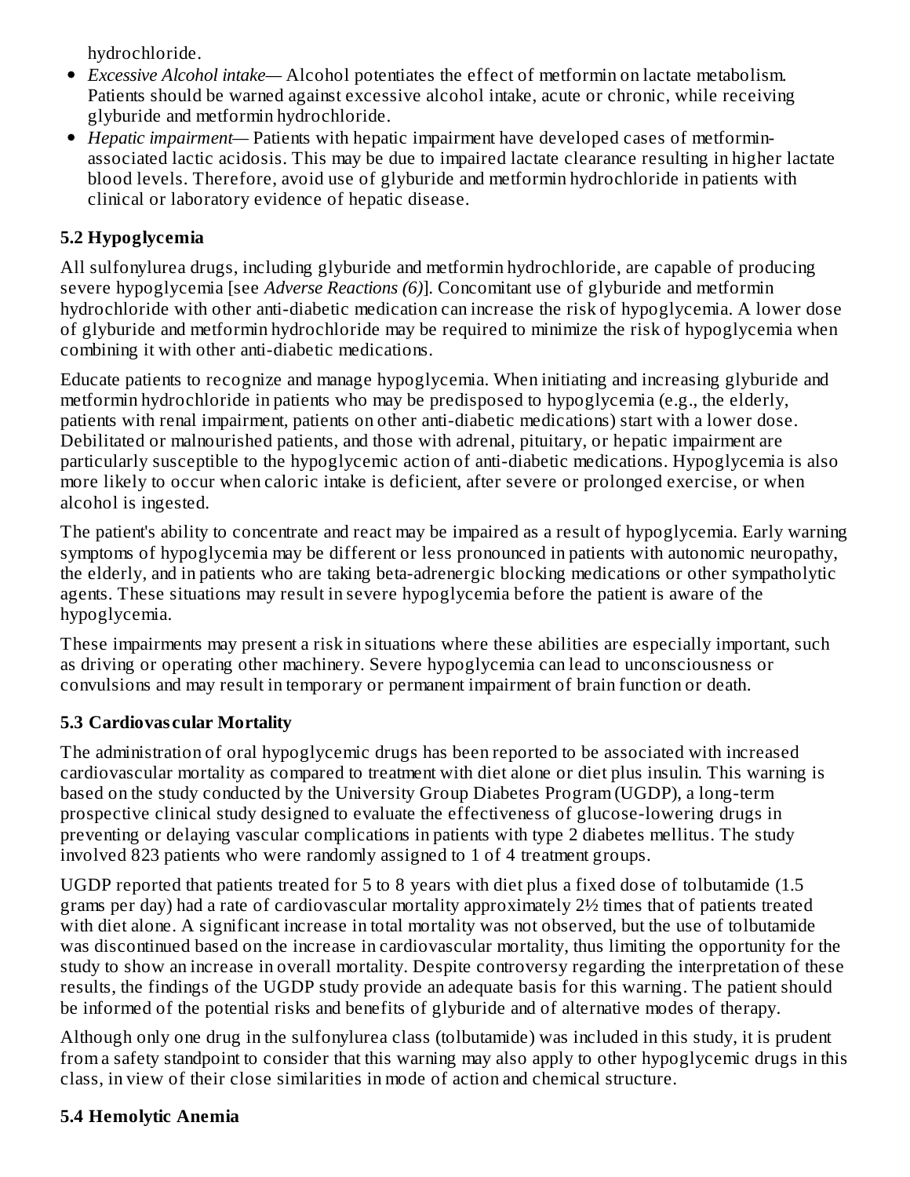hydrochloride.

- *Excessive Alcohol intake*— Alcohol potentiates the effect of metformin on lactate metabolism. Patients should be warned against excessive alcohol intake, acute or chronic, while receiving glyburide and metformin hydrochloride.
- *Hepatic impairment*— Patients with hepatic impairment have developed cases of metformin-associated lactic acidosis. This may be due to impaired lactate clearance resulting in higher lactate blood levels. Therefore, avoid use of glyburide and metformin hydrochloride in patients with clinical or laboratory evidence of hepatic disease.

### 5.2 Hypoglycemia

All sulfonylurea drugs, including glyburide and metformin hydrochloride, are capable of producing severe hypoglycemia [see *Adverse Reactions (6)*]. Concomitant use of glyburide and metformin hydrochloride with other anti-diabetic medication can increase the risk of hypoglycemia. A lower dose of glyburide and metformin hydrochloride may be required to minimize the risk of hypoglycemia when combining it with other anti-diabetic medications.

Educate patients to recognize and manage hypoglycemia. When initiating and increasing glyburide and metformin hydrochloride in patients who may be predisposed to hypoglycemia (e.g., the elderly, patients with renal impairment, patients on other anti-diabetic medications) start with a lower dose. Debilitated or malnourished patients, and those with adrenal, pituitary, or hepatic impairment are particularly susceptible to the hypoglycemic action of anti-diabetic medications. Hypoglycemia is also more likely to occur when caloric intake is deficient, after severe or prolonged exercise, or when alcohol is ingested.

The patient's ability to concentrate and react may be impaired as a result of hypoglycemia. Early warning symptoms of hypoglycemia may be different or less pronounced in patients with autonomic neuropathy, the elderly, and in patients who are taking beta-adrenergic blocking medications or other sympatholytic agents. These situations may result in severe hypoglycemia before the patient is aware of the hypoglycemia.

These impairments may present a risk in situations where these abilities are especially important, such as driving or operating other machinery. Severe hypoglycemia can lead to unconsciousness or convulsions and may result in temporary or permanent impairment of brain function or death.

### 5.3 Cardiovascular Mortality

The administration of oral hypoglycemic drugs has been reported to be associated with increased cardiovascular mortality as compared to treatment with diet alone or diet plus insulin. This warning is based on the study conducted by the University Group Diabetes Program (UGDP), a long-term prospective clinical study designed to evaluate the effectiveness of glucose-lowering drugs in preventing or delaying vascular complications in patients with type 2 diabetes mellitus. The study involved 823 patients who were randomly assigned to 1 of 4 treatment groups.

UGDP reported that patients treated for 5 to 8 years with diet plus a fixed dose of tolbutamide (1.5 grams per day) had a rate of cardiovascular mortality approximately 2½ times that of patients treated with diet alone. A significant increase in total mortality was not observed, but the use of tolbutamide was discontinued based on the increase in cardiovascular mortality, thus limiting the opportunity for the study to show an increase in overall mortality. Despite controversy regarding the interpretation of these results, the findings of the UGDP study provide an adequate basis for this warning. The patient should be informed of the potential risks and benefits of glyburide and of alternative modes of therapy.

Although only one drug in the sulfonylurea class (tolbutamide) was included in this study, it is prudent from a safety standpoint to consider that this warning may also apply to other hypoglycemic drugs in this class, in view of their close similarities in mode of action and chemical structure.

### 5.4 Hemolytic Anemia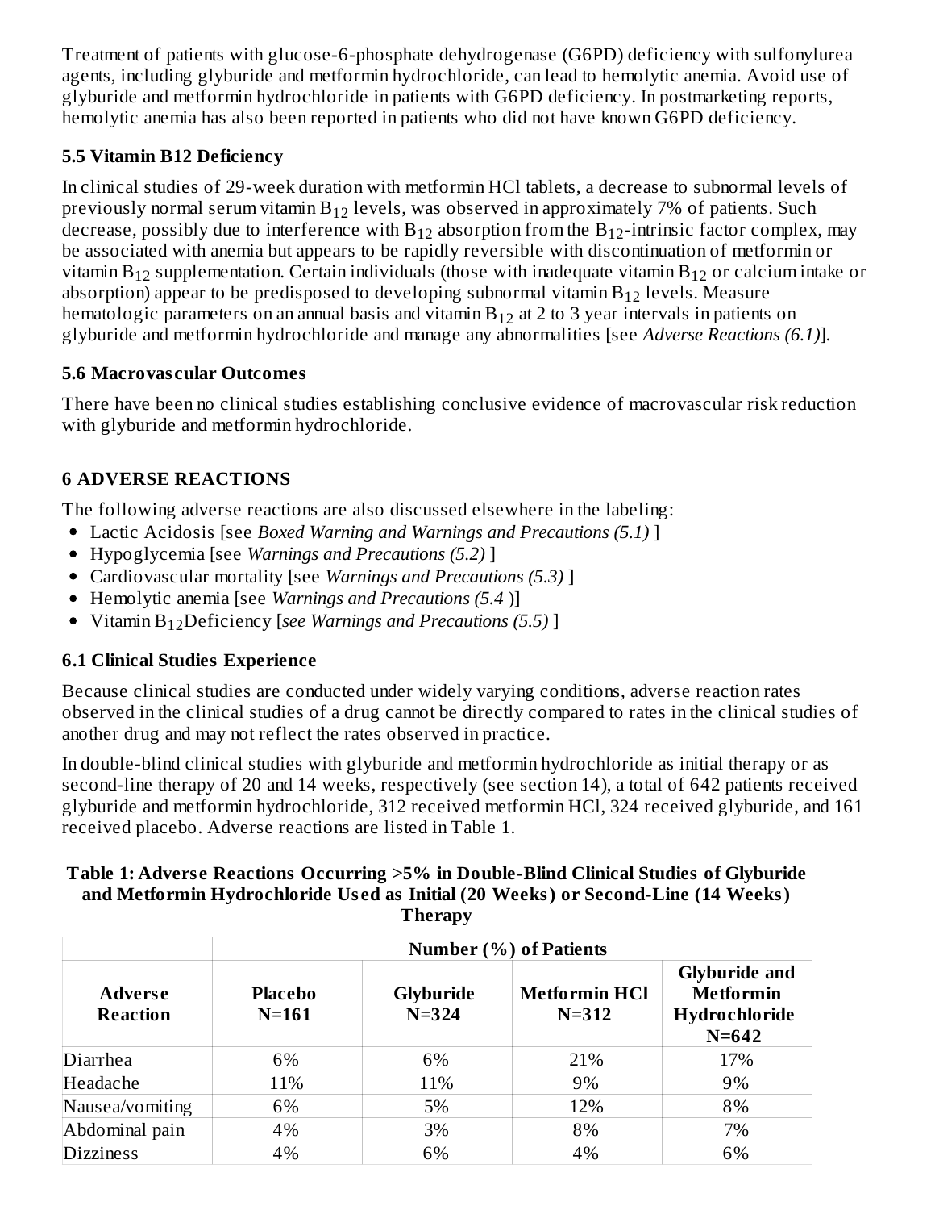Treatment of patients with glucose-6-phosphate dehydrogenase (G6PD) deficiency with sulfonylurea agents, including glyburide and metformin hydrochloride, can lead to hemolytic anemia. Avoid use of glyburide and metformin hydrochloride in patients with G6PD deficiency. In postmarketing reports, hemolytic anemia has also been reported in patients who did not have known G6PD deficiency.

### 5.5 Vitamin B12 Deficiency

In clinical studies of 29-week duration with metformin HCl tablets, a decrease to subnormal levels of previously normal serum vitamin $B_{12}$ levels, was observed in approximately 7% of patients. Such decrease, possibly due to interference with $B_{12}$ absorption from the $B_{12}$-intrinsic factor complex, may be associated with anemia but appears to be rapidly reversible with discontinuation of metformin or vitamin $B_{12}$ supplementation. Certain individuals (those with inadequate vitamin $B_{12}$ or calcium intake or absorption) appear to be predisposed to developing subnormal vitamin $B_{12}$ levels. Measure hematologic parameters on an annual basis and vitamin $B_{12}$ at 2 to 3 year intervals in patients on glyburide and metformin hydrochloride and manage any abnormalities [see *Adverse Reactions (6.1)*].

### 5.6 Macrovascular Outcomes

There have been no clinical studies establishing conclusive evidence of macrovascular risk reduction with glyburide and metformin hydrochloride.

## 6 ADVERSE REACTIONS

The following adverse reactions are also discussed elsewhere in the labeling:

- Lactic Acidosis [see *Boxed Warning and Warnings and Precautions (5.1)* ]
- Hypoglycemia [see *Warnings and Precautions (5.2)* ]
- Cardiovascular mortality [see *Warnings and Precautions (5.3)* ]
- Hemolytic anemia [see *Warnings and Precautions (5.4* )]
- Vitamin $B_{12}$Deficiency [*see Warnings and Precautions (5.5)* ]

### 6.1 Clinical Studies Experience

Because clinical studies are conducted under widely varying conditions, adverse reaction rates observed in the clinical studies of a drug cannot be directly compared to rates in the clinical studies of another drug and may not reflect the rates observed in practice.

In double-blind clinical studies with glyburide and metformin hydrochloride as initial therapy or as second-line therapy of 20 and 14 weeks, respectively (see section 14), a total of 642 patients received glyburide and metformin hydrochloride, 312 received metformin HCl, 324 received glyburide, and 161 received placebo. Adverse reactions are listed in Table 1.

**Table 1: Adverse Reactions Occurring >5% in Double-Blind Clinical Studies of Glyburide and Metformin Hydrochloride Used as Initial (20 Weeks) or Second-Line (14 Weeks) Therapy**

| | Number (%) of Patients | | | |
|---|---|---|---|---|
| **Adverse Reaction** | **Placebo N=161** | **Glyburide N=324** | **Metformin HCl N=312** | **Glyburide and Metformin Hydrochloride N=642** |
| Diarrhea | 6% | 6% | 21% | 17% |
| Headache | 11% | 11% | 9% | 9% |
| Nausea/vomiting | 6% | 5% | 12% | 8% |
| Abdominal pain | 4% | 3% | 8% | 7% |
| Dizziness | 4% | 6% | 4% | 6% |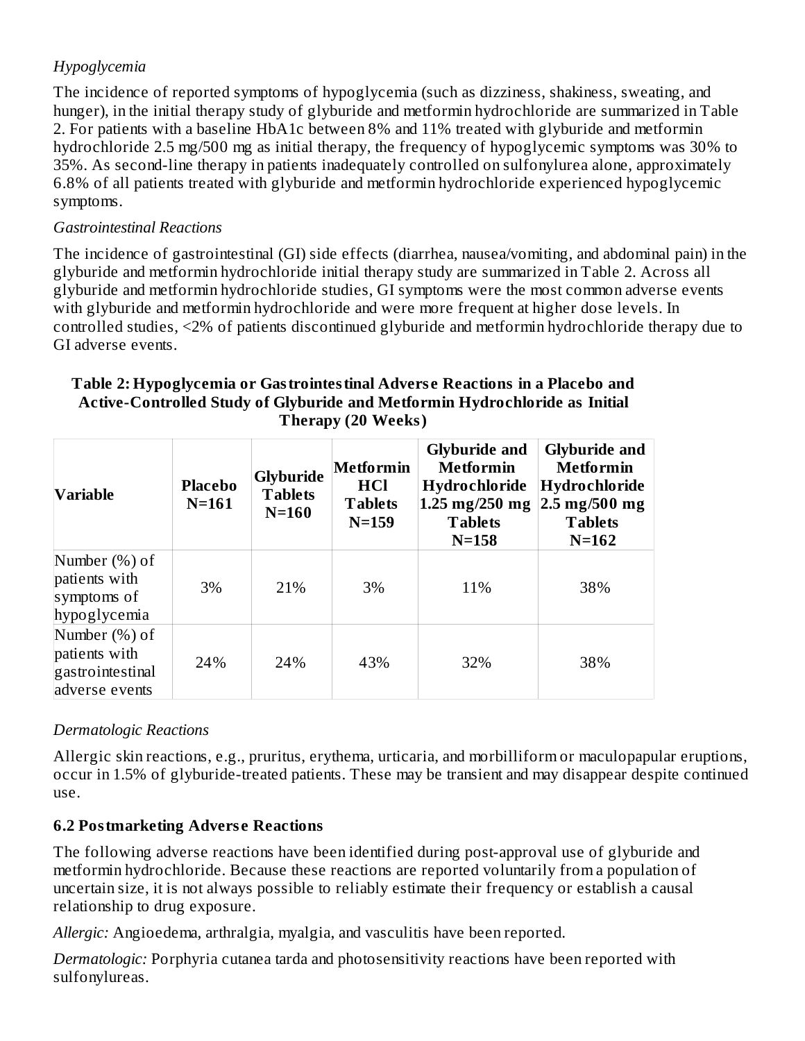*Hypoglycemia*

The incidence of reported symptoms of hypoglycemia (such as dizziness, shakiness, sweating, and hunger), in the initial therapy study of glyburide and metformin hydrochloride are summarized in Table 2. For patients with a baseline HbA1c between 8% and 11% treated with glyburide and metformin hydrochloride 2.5 mg/500 mg as initial therapy, the frequency of hypoglycemic symptoms was 30% to 35%. As second-line therapy in patients inadequately controlled on sulfonylurea alone, approximately 6.8% of all patients treated with glyburide and metformin hydrochloride experienced hypoglycemic symptoms.

*Gastrointestinal Reactions*

The incidence of gastrointestinal (GI) side effects (diarrhea, nausea/vomiting, and abdominal pain) in the glyburide and metformin hydrochloride initial therapy study are summarized in Table 2. Across all glyburide and metformin hydrochloride studies, GI symptoms were the most common adverse events with glyburide and metformin hydrochloride and were more frequent at higher dose levels. In controlled studies, <2% of patients discontinued glyburide and metformin hydrochloride therapy due to GI adverse events.

**Table 2: Hypoglycemia or Gastrointestinal Adverse Reactions in a Placebo and Active-Controlled Study of Glyburide and Metformin Hydrochloride as Initial Therapy (20 Weeks)**

| Variable | Placebo N=161 | Glyburide Tablets N=160 | Metformin HCl Tablets N=159 | Glyburide and Metformin Hydrochloride 1.25 mg/250 mg Tablets N=158 | Glyburide and Metformin Hydrochloride 2.5 mg/500 mg Tablets N=162 |
|---|---|---|---|---|---|
| Number (%) of patients with symptoms of hypoglycemia | 3% | 21% | 3% | 11% | 38% |
| Number (%) of patients with gastrointestinal adverse events | 24% | 24% | 43% | 32% | 38% |

*Dermatologic Reactions*

Allergic skin reactions, e.g., pruritus, erythema, urticaria, and morbilliform or maculopapular eruptions, occur in 1.5% of glyburide-treated patients. These may be transient and may disappear despite continued use.

### 6.2 Postmarketing Adverse Reactions

The following adverse reactions have been identified during post-approval use of glyburide and metformin hydrochloride. Because these reactions are reported voluntarily from a population of uncertain size, it is not always possible to reliably estimate their frequency or establish a causal relationship to drug exposure.

*Allergic:* Angioedema, arthralgia, myalgia, and vasculitis have been reported.

*Dermatologic:* Porphyria cutanea tarda and photosensitivity reactions have been reported with sulfonylureas.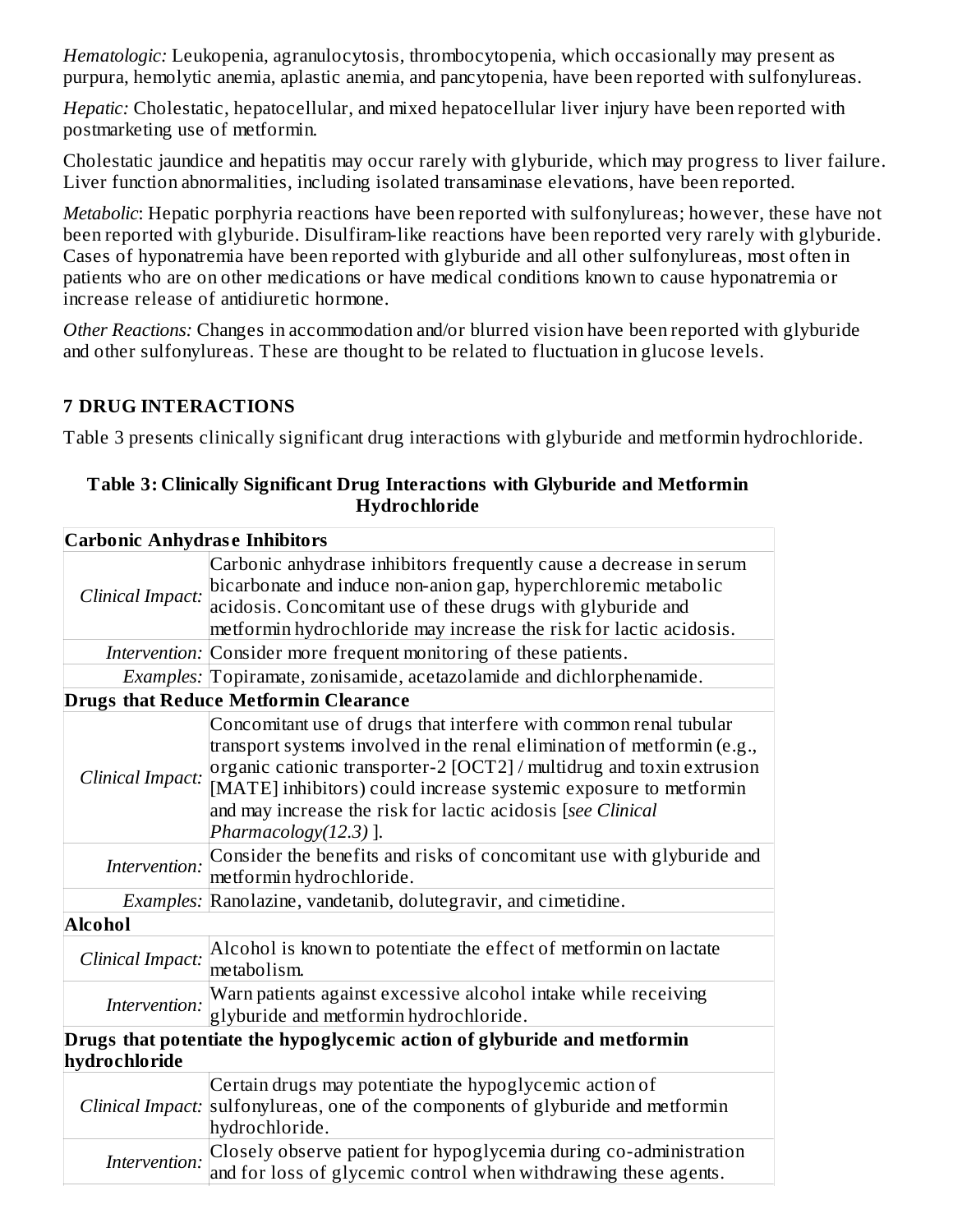*Hematologic:* Leukopenia, agranulocytosis, thrombocytopenia, which occasionally may present as purpura, hemolytic anemia, aplastic anemia, and pancytopenia, have been reported with sulfonylureas.

*Hepatic:* Cholestatic, hepatocellular, and mixed hepatocellular liver injury have been reported with postmarketing use of metformin.

Cholestatic jaundice and hepatitis may occur rarely with glyburide, which may progress to liver failure. Liver function abnormalities, including isolated transaminase elevations, have been reported.

*Metabolic*: Hepatic porphyria reactions have been reported with sulfonylureas; however, these have not been reported with glyburide. Disulfiram-like reactions have been reported very rarely with glyburide. Cases of hyponatremia have been reported with glyburide and all other sulfonylureas, most often in patients who are on other medications or have medical conditions known to cause hyponatremia or increase release of antidiuretic hormone.

*Other Reactions:* Changes in accommodation and/or blurred vision have been reported with glyburide and other sulfonylureas. These are thought to be related to fluctuation in glucose levels.

## 7 DRUG INTERACTIONS

Table 3 presents clinically significant drug interactions with glyburide and metformin hydrochloride.

**Table 3: Clinically Significant Drug Interactions with Glyburide and Metformin Hydrochloride**

| **Carbonic Anhydrase Inhibitors** | |
|---|---|
| *Clinical Impact:* | Carbonic anhydrase inhibitors frequently cause a decrease in serum bicarbonate and induce non-anion gap, hyperchloremic metabolic acidosis. Concomitant use of these drugs with glyburide and metformin hydrochloride may increase the risk for lactic acidosis. |
| *Intervention:* | Consider more frequent monitoring of these patients. |
| *Examples:* | Topiramate, zonisamide, acetazolamide and dichlorphenamide. |
| **Drugs that Reduce Metformin Clearance** | |
| *Clinical Impact:* | Concomitant use of drugs that interfere with common renal tubular transport systems involved in the renal elimination of metformin (e.g., organic cationic transporter-2 [OCT2] / multidrug and toxin extrusion [MATE] inhibitors) could increase systemic exposure to metformin and may increase the risk for lactic acidosis [*see Clinical Pharmacology(12.3)* ]. |
| *Intervention:* | Consider the benefits and risks of concomitant use with glyburide and metformin hydrochloride. |
| *Examples:* | Ranolazine, vandetanib, dolutegravir, and cimetidine. |
| **Alcohol** | |
| *Clinical Impact:* | Alcohol is known to potentiate the effect of metformin on lactate metabolism. |
| *Intervention:* | Warn patients against excessive alcohol intake while receiving glyburide and metformin hydrochloride. |
| **Drugs that potentiate the hypoglycemic action of glyburide and metformin hydrochloride** | |
| *Clinical Impact:* | Certain drugs may potentiate the hypoglycemic action of sulfonylureas, one of the components of glyburide and metformin hydrochloride. |
| *Intervention:* | Closely observe patient for hypoglycemia during co-administration and for loss of glycemic control when withdrawing these agents. |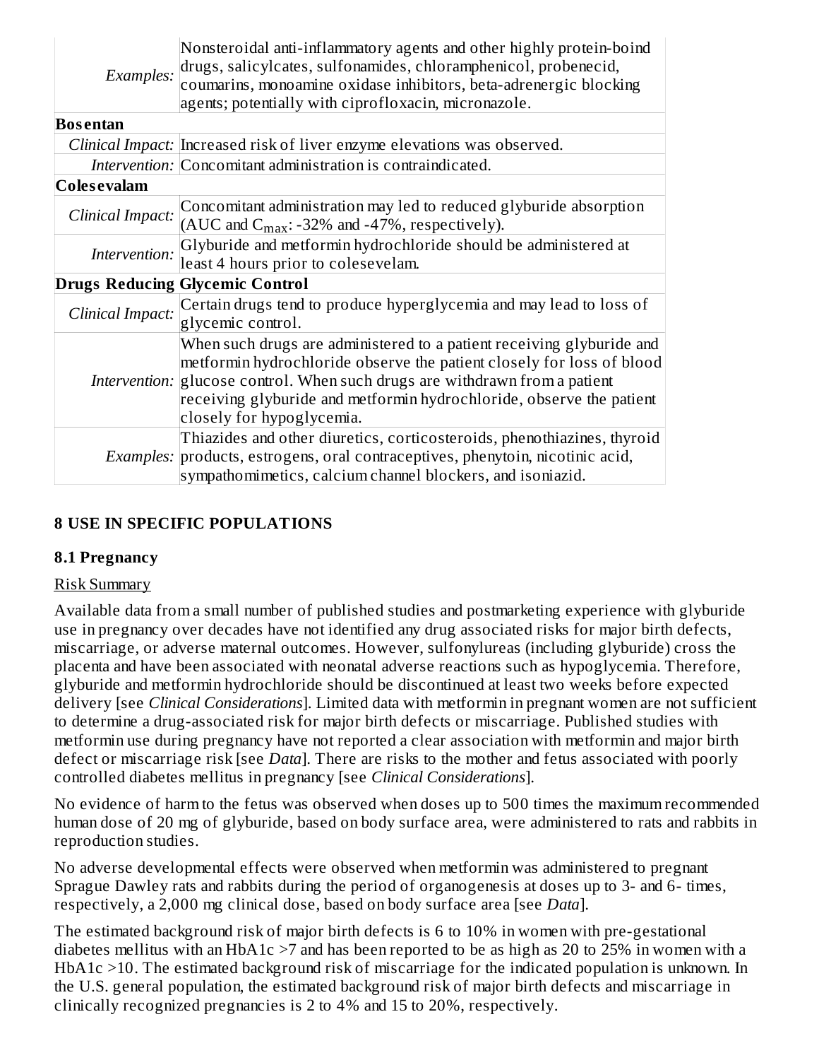| | |
|---|---|
| *Examples:* | Nonsteroidal anti-inflammatory agents and other highly protein-boind drugs, salicylcates, sulfonamides, chloramphenicol, probenecid, coumarins, monoamine oxidase inhibitors, beta-adrenergic blocking agents; potentially with ciprofloxacin, micronazole. |
| **Bosentan** | |
| *Clinical Impact:* | Increased risk of liver enzyme elevations was observed. |
| *Intervention:* | Concomitant administration is contraindicated. |
| **Colesevalam** | |
| *Clinical Impact:* | Concomitant administration may led to reduced glyburide absorption (AUC and $C_{max}$: -32% and -47%, respectively). |
| *Intervention:* | Glyburide and metformin hydrochloride should be administered at least 4 hours prior to colesevelam. |
| **Drugs Reducing Glycemic Control** | |
| *Clinical Impact:* | Certain drugs tend to produce hyperglycemia and may lead to loss of glycemic control. |
| *Intervention:* | When such drugs are administered to a patient receiving glyburide and metformin hydrochloride observe the patient closely for loss of blood glucose control. When such drugs are withdrawn from a patient receiving glyburide and metformin hydrochloride, observe the patient closely for hypoglycemia. |
| *Examples:* | Thiazides and other diuretics, corticosteroids, phenothiazines, thyroid products, estrogens, oral contraceptives, phenytoin, nicotinic acid, sympathomimetics, calcium channel blockers, and isoniazid. |

## 8 USE IN SPECIFIC POPULATIONS

### 8.1 Pregnancy

Risk Summary

Available data from a small number of published studies and postmarketing experience with glyburide use in pregnancy over decades have not identified any drug associated risks for major birth defects, miscarriage, or adverse maternal outcomes. However, sulfonylureas (including glyburide) cross the placenta and have been associated with neonatal adverse reactions such as hypoglycemia. Therefore, glyburide and metformin hydrochloride should be discontinued at least two weeks before expected delivery [see *Clinical Considerations*]. Limited data with metformin in pregnant women are not sufficient to determine a drug-associated risk for major birth defects or miscarriage. Published studies with metformin use during pregnancy have not reported a clear association with metformin and major birth defect or miscarriage risk [see *Data*]. There are risks to the mother and fetus associated with poorly controlled diabetes mellitus in pregnancy [see *Clinical Considerations*].

No evidence of harm to the fetus was observed when doses up to 500 times the maximum recommended human dose of 20 mg of glyburide, based on body surface area, were administered to rats and rabbits in reproduction studies.

No adverse developmental effects were observed when metformin was administered to pregnant Sprague Dawley rats and rabbits during the period of organogenesis at doses up to 3- and 6- times, respectively, a 2,000 mg clinical dose, based on body surface area [see *Data*].

The estimated background risk of major birth defects is 6 to 10% in women with pre-gestational diabetes mellitus with an HbA1c >7 and has been reported to be as high as 20 to 25% in women with a HbA1c >10. The estimated background risk of miscarriage for the indicated population is unknown. In the U.S. general population, the estimated background risk of major birth defects and miscarriage in clinically recognized pregnancies is 2 to 4% and 15 to 20%, respectively.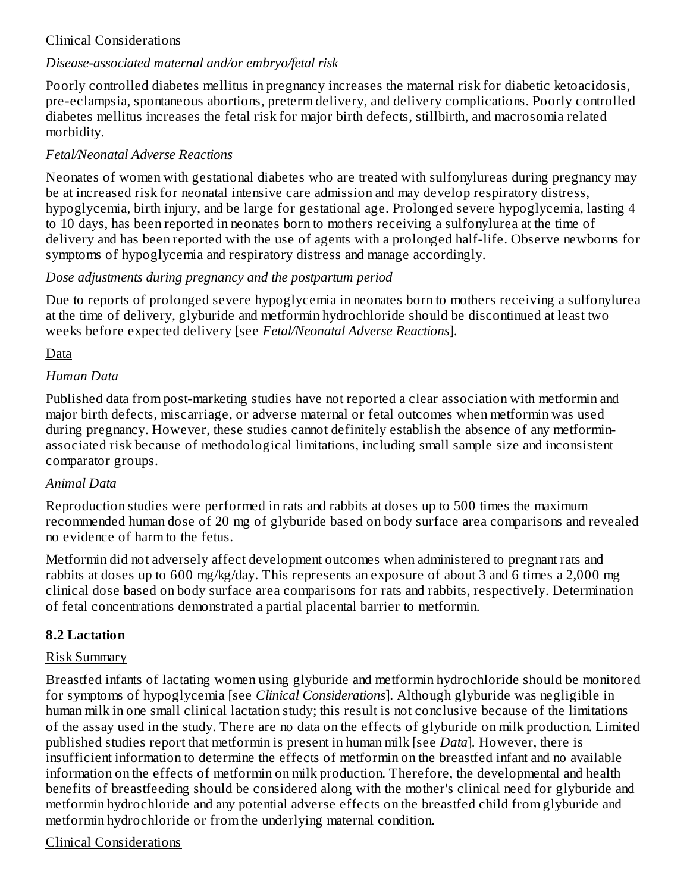Clinical Considerations

*Disease-associated maternal and/or embryo/fetal risk*

Poorly controlled diabetes mellitus in pregnancy increases the maternal risk for diabetic ketoacidosis, pre-eclampsia, spontaneous abortions, preterm delivery, and delivery complications. Poorly controlled diabetes mellitus increases the fetal risk for major birth defects, stillbirth, and macrosomia related morbidity.

*Fetal/Neonatal Adverse Reactions*

Neonates of women with gestational diabetes who are treated with sulfonylureas during pregnancy may be at increased risk for neonatal intensive care admission and may develop respiratory distress, hypoglycemia, birth injury, and be large for gestational age. Prolonged severe hypoglycemia, lasting 4 to 10 days, has been reported in neonates born to mothers receiving a sulfonylurea at the time of delivery and has been reported with the use of agents with a prolonged half-life. Observe newborns for symptoms of hypoglycemia and respiratory distress and manage accordingly.

*Dose adjustments during pregnancy and the postpartum period*

Due to reports of prolonged severe hypoglycemia in neonates born to mothers receiving a sulfonylurea at the time of delivery, glyburide and metformin hydrochloride should be discontinued at least two weeks before expected delivery [see *Fetal/Neonatal Adverse Reactions*].

Data

*Human Data*

Published data from post-marketing studies have not reported a clear association with metformin and major birth defects, miscarriage, or adverse maternal or fetal outcomes when metformin was used during pregnancy. However, these studies cannot definitely establish the absence of any metformin-associated risk because of methodological limitations, including small sample size and inconsistent comparator groups.

*Animal Data*

Reproduction studies were performed in rats and rabbits at doses up to 500 times the maximum recommended human dose of 20 mg of glyburide based on body surface area comparisons and revealed no evidence of harm to the fetus.

Metformin did not adversely affect development outcomes when administered to pregnant rats and rabbits at doses up to 600 mg/kg/day. This represents an exposure of about 3 and 6 times a 2,000 mg clinical dose based on body surface area comparisons for rats and rabbits, respectively. Determination of fetal concentrations demonstrated a partial placental barrier to metformin.

## 8.2 Lactation

Risk Summary

Breastfed infants of lactating women using glyburide and metformin hydrochloride should be monitored for symptoms of hypoglycemia [see *Clinical Considerations*]. Although glyburide was negligible in human milk in one small clinical lactation study; this result is not conclusive because of the limitations of the assay used in the study. There are no data on the effects of glyburide on milk production. Limited published studies report that metformin is present in human milk [see *Data*]. However, there is insufficient information to determine the effects of metformin on the breastfed infant and no available information on the effects of metformin on milk production. Therefore, the developmental and health benefits of breastfeeding should be considered along with the mother's clinical need for glyburide and metformin hydrochloride and any potential adverse effects on the breastfed child from glyburide and metformin hydrochloride or from the underlying maternal condition.

Clinical Considerations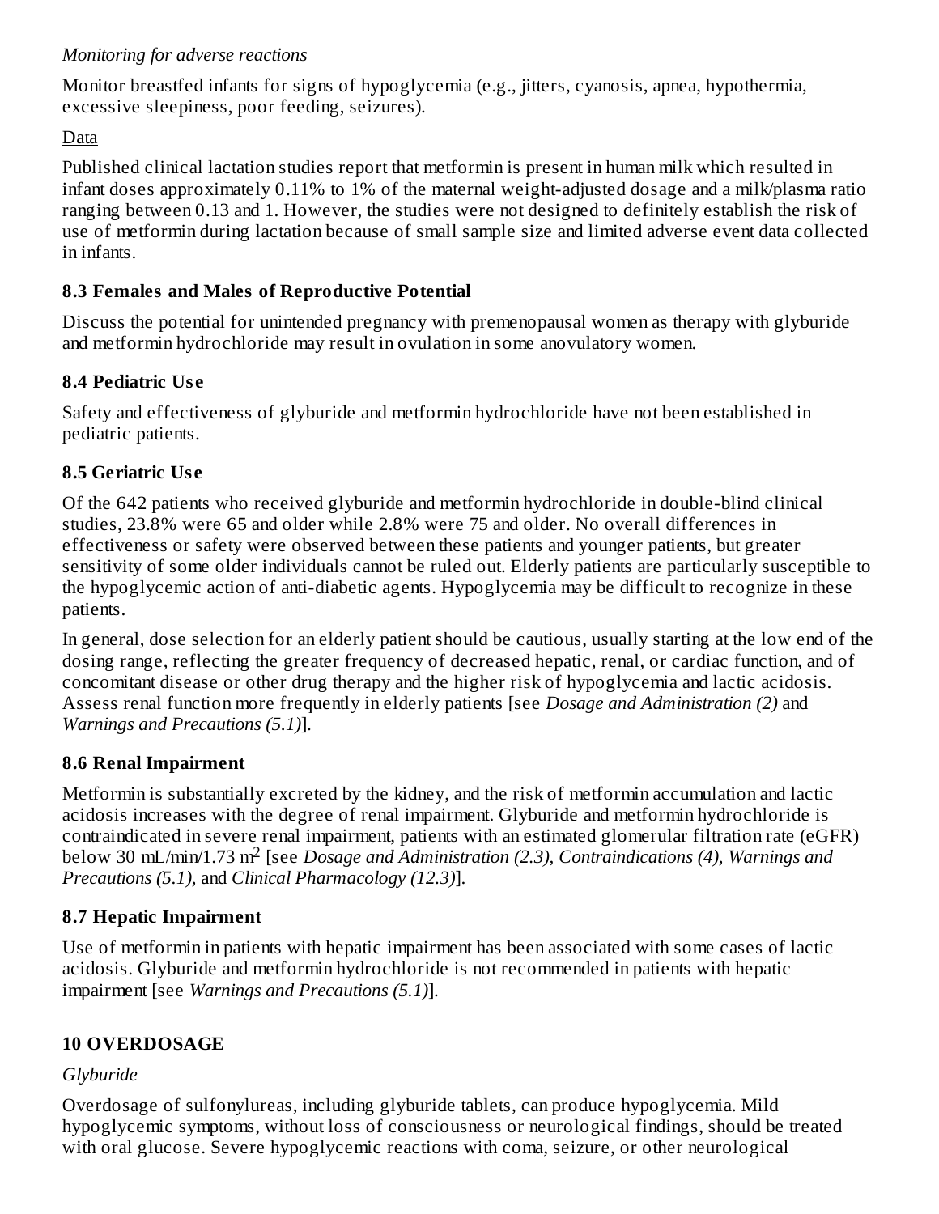*Monitoring for adverse reactions*

Monitor breastfed infants for signs of hypoglycemia (e.g., jitters, cyanosis, apnea, hypothermia, excessive sleepiness, poor feeding, seizures).

Data

Published clinical lactation studies report that metformin is present in human milk which resulted in infant doses approximately 0.11% to 1% of the maternal weight-adjusted dosage and a milk/plasma ratio ranging between 0.13 and 1. However, the studies were not designed to definitely establish the risk of use of metformin during lactation because of small sample size and limited adverse event data collected in infants.

### 8.3 Females and Males of Reproductive Potential

Discuss the potential for unintended pregnancy with premenopausal women as therapy with glyburide and metformin hydrochloride may result in ovulation in some anovulatory women.

### 8.4 Pediatric Use

Safety and effectiveness of glyburide and metformin hydrochloride have not been established in pediatric patients.

### 8.5 Geriatric Use

Of the 642 patients who received glyburide and metformin hydrochloride in double-blind clinical studies, 23.8% were 65 and older while 2.8% were 75 and older. No overall differences in effectiveness or safety were observed between these patients and younger patients, but greater sensitivity of some older individuals cannot be ruled out. Elderly patients are particularly susceptible to the hypoglycemic action of anti-diabetic agents. Hypoglycemia may be difficult to recognize in these patients.

In general, dose selection for an elderly patient should be cautious, usually starting at the low end of the dosing range, reflecting the greater frequency of decreased hepatic, renal, or cardiac function, and of concomitant disease or other drug therapy and the higher risk of hypoglycemia and lactic acidosis. Assess renal function more frequently in elderly patients [see *Dosage and Administration (2)* and *Warnings and Precautions (5.1)*].

### 8.6 Renal Impairment

Metformin is substantially excreted by the kidney, and the risk of metformin accumulation and lactic acidosis increases with the degree of renal impairment. Glyburide and metformin hydrochloride is contraindicated in severe renal impairment, patients with an estimated glomerular filtration rate (eGFR) below 30 mL/min/1.73 $m^2$ [see *Dosage and Administration (2.3), Contraindications (4), Warnings and Precautions (5.1),* and *Clinical Pharmacology (12.3)*].

### 8.7 Hepatic Impairment

Use of metformin in patients with hepatic impairment has been associated with some cases of lactic acidosis. Glyburide and metformin hydrochloride is not recommended in patients with hepatic impairment [see *Warnings and Precautions (5.1)*].

## 10 OVERDOSAGE

*Glyburide*

Overdosage of sulfonylureas, including glyburide tablets, can produce hypoglycemia. Mild hypoglycemic symptoms, without loss of consciousness or neurological findings, should be treated with oral glucose. Severe hypoglycemic reactions with coma, seizure, or other neurological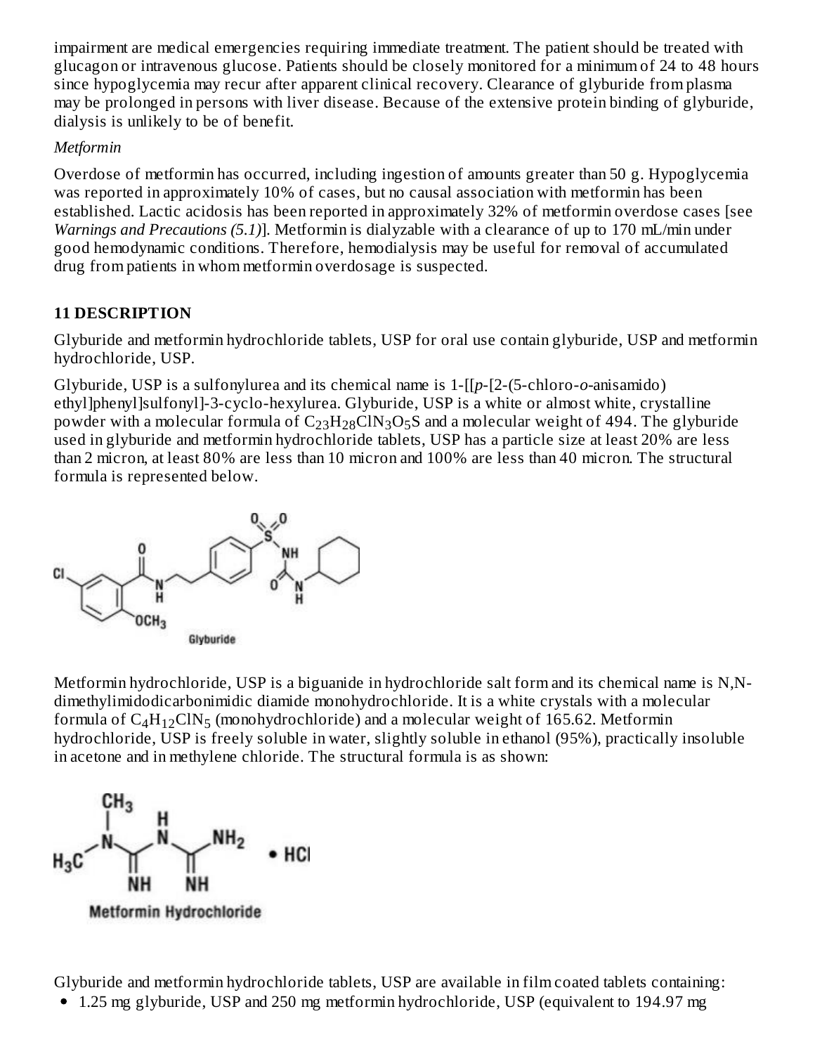impairment are medical emergencies requiring immediate treatment. The patient should be treated with glucagon or intravenous glucose. Patients should be closely monitored for a minimum of 24 to 48 hours since hypoglycemia may recur after apparent clinical recovery. Clearance of glyburide from plasma may be prolonged in persons with liver disease. Because of the extensive protein binding of glyburide, dialysis is unlikely to be of benefit.

*Metformin*

Overdose of metformin has occurred, including ingestion of amounts greater than 50 g. Hypoglycemia was reported in approximately 10% of cases, but no causal association with metformin has been established. Lactic acidosis has been reported in approximately 32% of metformin overdose cases [see *Warnings and Precautions (5.1)*]. Metformin is dialyzable with a clearance of up to 170 mL/min under good hemodynamic conditions. Therefore, hemodialysis may be useful for removal of accumulated drug from patients in whom metformin overdosage is suspected.

## 11 DESCRIPTION

Glyburide and metformin hydrochloride tablets, USP for oral use contain glyburide, USP and metformin hydrochloride, USP.

Glyburide, USP is a sulfonylurea and its chemical name is 1-[[*p*-[2-(5-chloro-*o*-anisamido) ethyl]phenyl]sulfonyl]-3-cyclo-hexylurea. Glyburide, USP is a white or almost white, crystalline powder with a molecular formula of $C_{23}H_{28}ClN_3O_5S$ and a molecular weight of 494. The glyburide used in glyburide and metformin hydrochloride tablets, USP has a particle size at least 20% are less than 2 micron, at least 80% are less than 10 micron and 100% are less than 40 micron. The structural formula is represented below.

Glyburide

Metformin hydrochloride, USP is a biguanide in hydrochloride salt form and its chemical name is N,N-dimethylimidodicarbonimidic diamide monohydrochloride. It is a white crystals with a molecular formula of $C_4H_{12}ClN_5$ (monohydrochloride) and a molecular weight of 165.62. Metformin hydrochloride, USP is freely soluble in water, slightly soluble in ethanol (95%), practically insoluble in acetone and in methylene chloride. The structural formula is as shown:

Metformin Hydrochloride

Glyburide and metformin hydrochloride tablets, USP are available in film coated tablets containing:

- 1.25 mg glyburide, USP and 250 mg metformin hydrochloride, USP (equivalent to 194.97 mg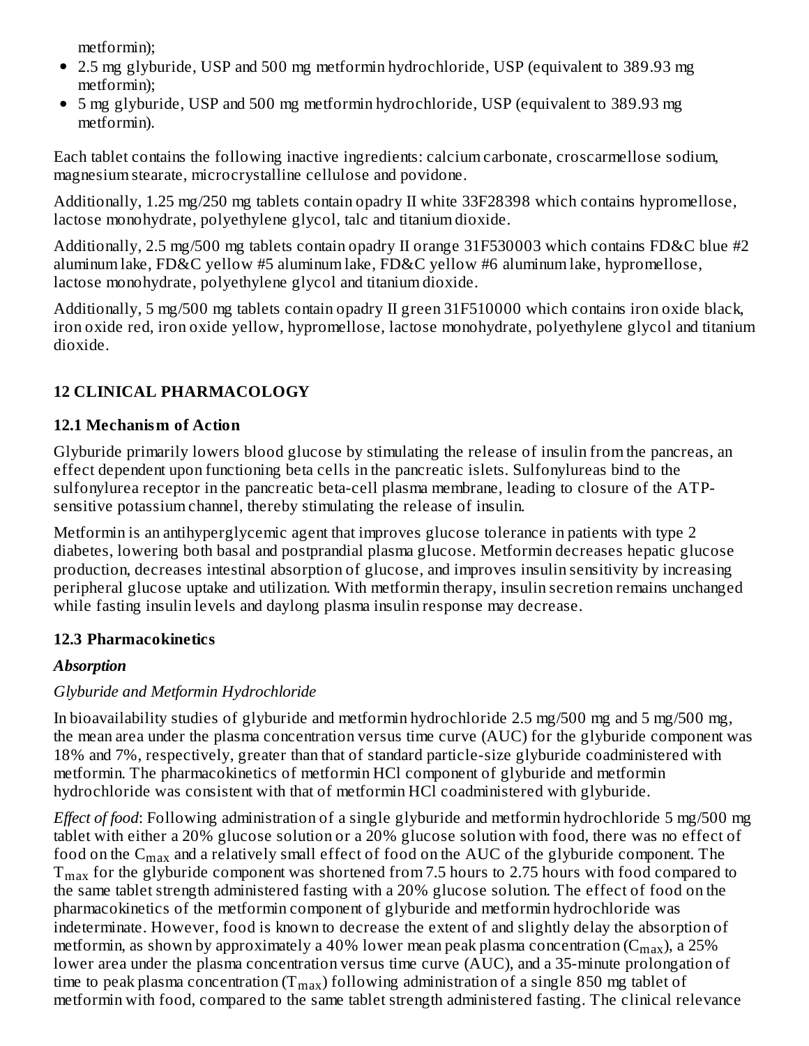metformin);

- 2.5 mg glyburide, USP and 500 mg metformin hydrochloride, USP (equivalent to 389.93 mg metformin);
- 5 mg glyburide, USP and 500 mg metformin hydrochloride, USP (equivalent to 389.93 mg metformin).

Each tablet contains the following inactive ingredients: calcium carbonate, croscarmellose sodium, magnesium stearate, microcrystalline cellulose and povidone.

Additionally, 1.25 mg/250 mg tablets contain opadry II white 33F28398 which contains hypromellose, lactose monohydrate, polyethylene glycol, talc and titanium dioxide.

Additionally, 2.5 mg/500 mg tablets contain opadry II orange 31F530003 which contains FD&C blue #2 aluminum lake, FD&C yellow #5 aluminum lake, FD&C yellow #6 aluminum lake, hypromellose, lactose monohydrate, polyethylene glycol and titanium dioxide.

Additionally, 5 mg/500 mg tablets contain opadry II green 31F510000 which contains iron oxide black, iron oxide red, iron oxide yellow, hypromellose, lactose monohydrate, polyethylene glycol and titanium dioxide.

## 12 CLINICAL PHARMACOLOGY

### 12.1 Mechanism of Action

Glyburide primarily lowers blood glucose by stimulating the release of insulin from the pancreas, an effect dependent upon functioning beta cells in the pancreatic islets. Sulfonylureas bind to the sulfonylurea receptor in the pancreatic beta-cell plasma membrane, leading to closure of the ATP-sensitive potassium channel, thereby stimulating the release of insulin.

Metformin is an antihyperglycemic agent that improves glucose tolerance in patients with type 2 diabetes, lowering both basal and postprandial plasma glucose. Metformin decreases hepatic glucose production, decreases intestinal absorption of glucose, and improves insulin sensitivity by increasing peripheral glucose uptake and utilization. With metformin therapy, insulin secretion remains unchanged while fasting insulin levels and daylong plasma insulin response may decrease.

### 12.3 Pharmacokinetics

***Absorption***

*Glyburide and Metformin Hydrochloride*

In bioavailability studies of glyburide and metformin hydrochloride 2.5 mg/500 mg and 5 mg/500 mg, the mean area under the plasma concentration versus time curve (AUC) for the glyburide component was 18% and 7%, respectively, greater than that of standard particle-size glyburide coadministered with metformin. The pharmacokinetics of metformin HCl component of glyburide and metformin hydrochloride was consistent with that of metformin HCl coadministered with glyburide.

*Effect of food*: Following administration of a single glyburide and metformin hydrochloride 5 mg/500 mg tablet with either a 20% glucose solution or a 20% glucose solution with food, there was no effect of food on the $C_{max}$ and a relatively small effect of food on the AUC of the glyburide component. The $T_{max}$ for the glyburide component was shortened from 7.5 hours to 2.75 hours with food compared to the same tablet strength administered fasting with a 20% glucose solution. The effect of food on the pharmacokinetics of the metformin component of glyburide and metformin hydrochloride was indeterminate. However, food is known to decrease the extent of and slightly delay the absorption of metformin, as shown by approximately a 40% lower mean peak plasma concentration ($C_{max}$), a 25% lower area under the plasma concentration versus time curve (AUC), and a 35-minute prolongation of time to peak plasma concentration ($T_{max}$) following administration of a single 850 mg tablet of metformin with food, compared to the same tablet strength administered fasting. The clinical relevance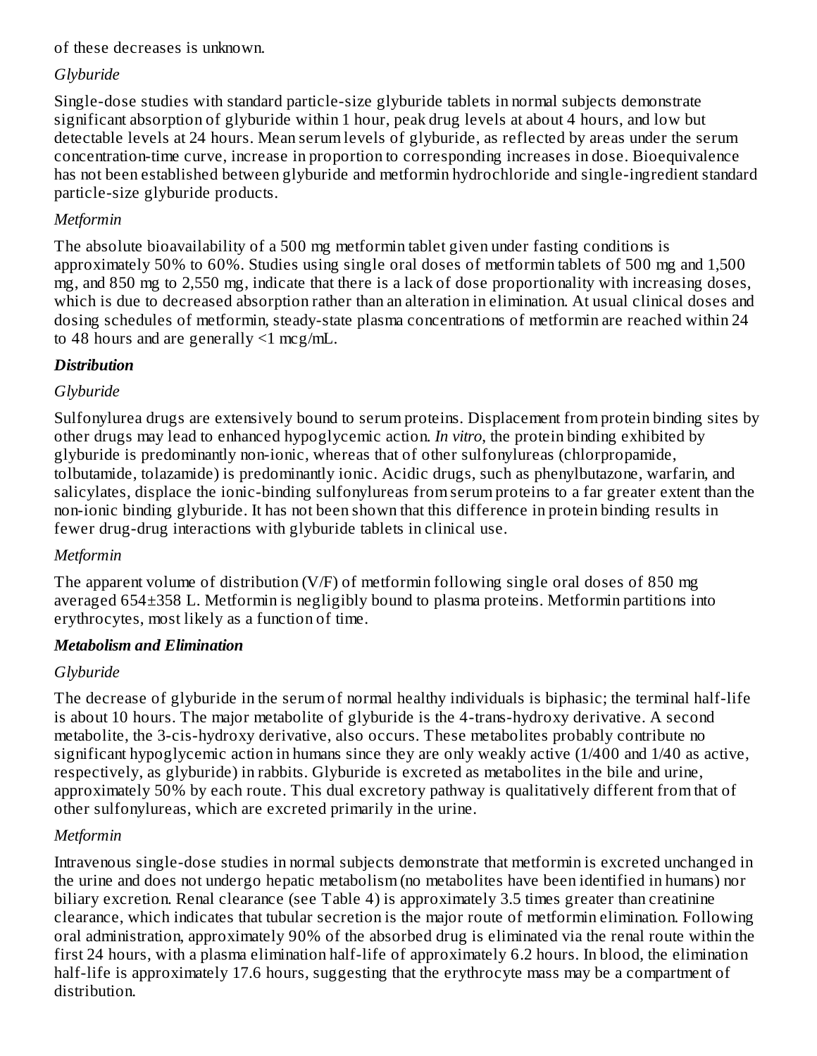of these decreases is unknown.

*Glyburide*

Single-dose studies with standard particle-size glyburide tablets in normal subjects demonstrate significant absorption of glyburide within 1 hour, peak drug levels at about 4 hours, and low but detectable levels at 24 hours. Mean serum levels of glyburide, as reflected by areas under the serum concentration-time curve, increase in proportion to corresponding increases in dose. Bioequivalence has not been established between glyburide and metformin hydrochloride and single-ingredient standard particle-size glyburide products.

*Metformin*

The absolute bioavailability of a 500 mg metformin tablet given under fasting conditions is approximately 50% to 60%. Studies using single oral doses of metformin tablets of 500 mg and 1,500 mg, and 850 mg to 2,550 mg, indicate that there is a lack of dose proportionality with increasing doses, which is due to decreased absorption rather than an alteration in elimination. At usual clinical doses and dosing schedules of metformin, steady-state plasma concentrations of metformin are reached within 24 to 48 hours and are generally <1 mcg/mL.

***Distribution***

*Glyburide*

Sulfonylurea drugs are extensively bound to serum proteins. Displacement from protein binding sites by other drugs may lead to enhanced hypoglycemic action. *In vitro*, the protein binding exhibited by glyburide is predominantly non-ionic, whereas that of other sulfonylureas (chlorpropamide, tolbutamide, tolazamide) is predominantly ionic. Acidic drugs, such as phenylbutazone, warfarin, and salicylates, displace the ionic-binding sulfonylureas from serum proteins to a far greater extent than the non-ionic binding glyburide. It has not been shown that this difference in protein binding results in fewer drug-drug interactions with glyburide tablets in clinical use.

*Metformin*

The apparent volume of distribution (V/F) of metformin following single oral doses of 850 mg averaged 654±358 L. Metformin is negligibly bound to plasma proteins. Metformin partitions into erythrocytes, most likely as a function of time.

***Metabolism and Elimination***

*Glyburide*

The decrease of glyburide in the serum of normal healthy individuals is biphasic; the terminal half-life is about 10 hours. The major metabolite of glyburide is the 4-trans-hydroxy derivative. A second metabolite, the 3-cis-hydroxy derivative, also occurs. These metabolites probably contribute no significant hypoglycemic action in humans since they are only weakly active (1/400 and 1/40 as active, respectively, as glyburide) in rabbits. Glyburide is excreted as metabolites in the bile and urine, approximately 50% by each route. This dual excretory pathway is qualitatively different from that of other sulfonylureas, which are excreted primarily in the urine.

*Metformin*

Intravenous single-dose studies in normal subjects demonstrate that metformin is excreted unchanged in the urine and does not undergo hepatic metabolism (no metabolites have been identified in humans) nor biliary excretion. Renal clearance (see Table 4) is approximately 3.5 times greater than creatinine clearance, which indicates that tubular secretion is the major route of metformin elimination. Following oral administration, approximately 90% of the absorbed drug is eliminated via the renal route within the first 24 hours, with a plasma elimination half-life of approximately 6.2 hours. In blood, the elimination half-life is approximately 17.6 hours, suggesting that the erythrocyte mass may be a compartment of distribution.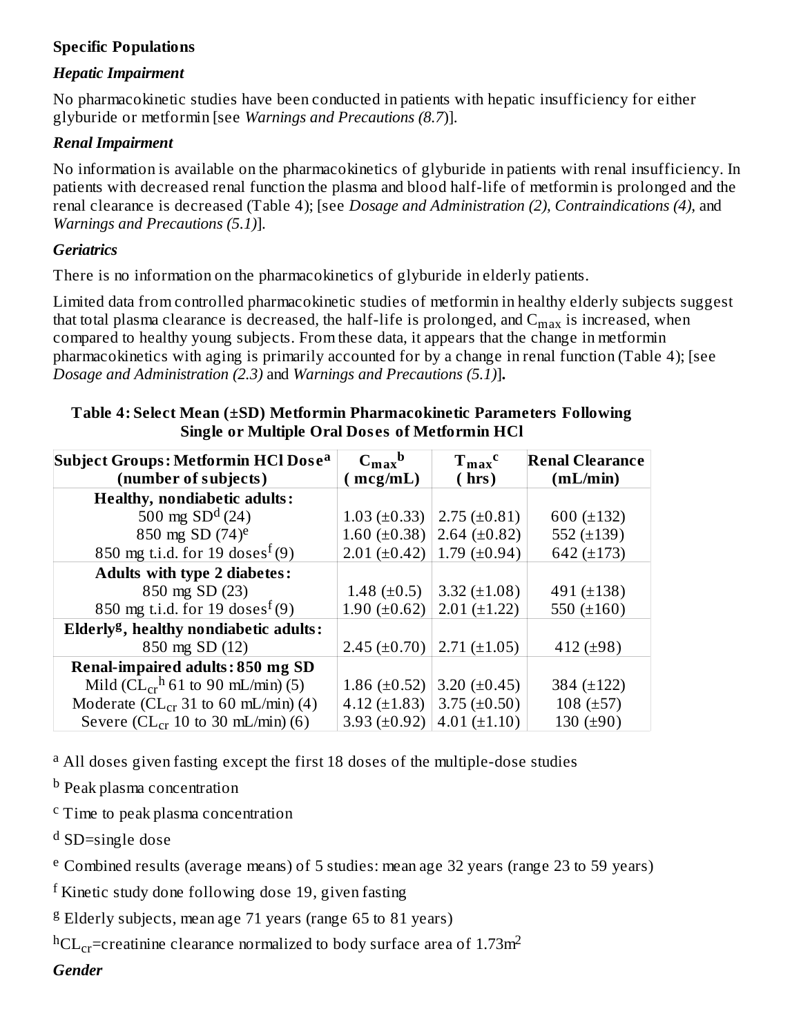### Specific Populations

#### *Hepatic Impairment*

No pharmacokinetic studies have been conducted in patients with hepatic insufficiency for either glyburide or metformin [see *Warnings and Precautions (8.7)*].

#### *Renal Impairment*

No information is available on the pharmacokinetics of glyburide in patients with renal insufficiency. In patients with decreased renal function the plasma and blood half-life of metformin is prolonged and the renal clearance is decreased (Table 4); [see *Dosage and Administration (2), Contraindications (4),* and *Warnings and Precautions (5.1)*].

#### *Geriatrics*

There is no information on the pharmacokinetics of glyburide in elderly patients.

Limited data from controlled pharmacokinetic studies of metformin in healthy elderly subjects suggest that total plasma clearance is decreased, the half-life is prolonged, and $C_{max}$ is increased, when compared to healthy young subjects. From these data, it appears that the change in metformin pharmacokinetics with aging is primarily accounted for by a change in renal function (Table 4); [see *Dosage and Administration (2.3)* and *Warnings and Precautions (5.1)*]**.**

**Table 4: Select Mean (±SD) Metformin Pharmacokinetic Parameters Following Single or Multiple Oral Doses of Metformin HCl**

| Subject Groups: Metformin HCl Dose[a] (number of subjects) | $C_{max}$[b] (mcg/mL) | $T_{max}$[c] (hrs) | Renal Clearance (mL/min) |
|---|---|---|---|
| **Healthy, nondiabetic adults:** | | | |
| 500 mg SD[d] (24) | 1.03 (±0.33) | 2.75 (±0.81) | 600 (±132) |
| 850 mg SD (74)[e] | 1.60 (±0.38) | 2.64 (±0.82) | 552 (±139) |
| 850 mg t.i.d. for 19 doses[f] (9) | 2.01 (±0.42) | 1.79 (±0.94) | 642 (±173) |
| **Adults with type 2 diabetes:** | | | |
| 850 mg SD (23) | 1.48 (±0.5) | 3.32 (±1.08) | 491 (±138) |
| 850 mg t.i.d. for 19 doses[f] (9) | 1.90 (±0.62) | 2.01 (±1.22) | 550 (±160) |
| **Elderly[g], healthy nondiabetic adults:** | | | |
| 850 mg SD (12) | 2.45 (±0.70) | 2.71 (±1.05) | 412 (±98) |
| **Renal-impaired adults: 850 mg SD** | | | |
| Mild ($CL_{cr}$[h] 61 to 90 mL/min) (5) | 1.86 (±0.52) | 3.20 (±0.45) | 384 (±122) |
| Moderate ($CL_{cr}$ 31 to 60 mL/min) (4) | 4.12 (±1.83) | 3.75 (±0.50) | 108 (±57) |
| Severe ($CL_{cr}$ 10 to 30 mL/min) (6) | 3.93 (±0.92) | 4.01 (±1.10) | 130 (±90) |

[a] All doses given fasting except the first 18 doses of the multiple-dose studies

[b] Peak plasma concentration

[c] Time to peak plasma concentration

[d] SD=single dose

[e] Combined results (average means) of 5 studies: mean age 32 years (range 23 to 59 years)

[f] Kinetic study done following dose 19, given fasting

[g] Elderly subjects, mean age 71 years (range 65 to 81 years)

[h] $CL_{cr}$=creatinine clearance normalized to body surface area of $1.73m^2$

#### *Gender*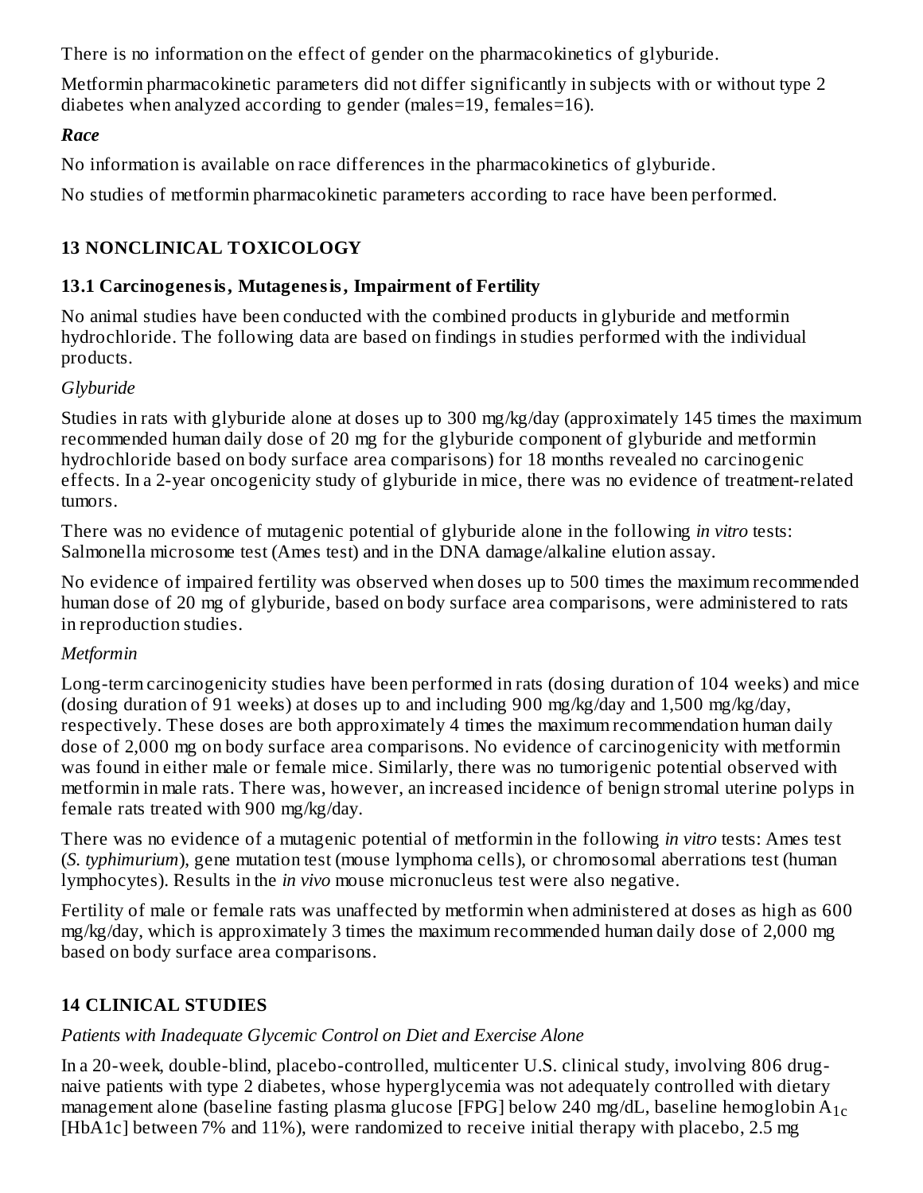There is no information on the effect of gender on the pharmacokinetics of glyburide.

Metformin pharmacokinetic parameters did not differ significantly in subjects with or without type 2 diabetes when analyzed according to gender (males=19, females=16).

***Race***

No information is available on race differences in the pharmacokinetics of glyburide.

No studies of metformin pharmacokinetic parameters according to race have been performed.

## 13 NONCLINICAL TOXICOLOGY

### 13.1 Carcinogenesis, Mutagenesis, Impairment of Fertility

No animal studies have been conducted with the combined products in glyburide and metformin hydrochloride. The following data are based on findings in studies performed with the individual products.

*Glyburide*

Studies in rats with glyburide alone at doses up to 300 mg/kg/day (approximately 145 times the maximum recommended human daily dose of 20 mg for the glyburide component of glyburide and metformin hydrochloride based on body surface area comparisons) for 18 months revealed no carcinogenic effects. In a 2-year oncogenicity study of glyburide in mice, there was no evidence of treatment-related tumors.

There was no evidence of mutagenic potential of glyburide alone in the following *in vitro* tests: Salmonella microsome test (Ames test) and in the DNA damage/alkaline elution assay.

No evidence of impaired fertility was observed when doses up to 500 times the maximum recommended human dose of 20 mg of glyburide, based on body surface area comparisons, were administered to rats in reproduction studies.

*Metformin*

Long-term carcinogenicity studies have been performed in rats (dosing duration of 104 weeks) and mice (dosing duration of 91 weeks) at doses up to and including 900 mg/kg/day and 1,500 mg/kg/day, respectively. These doses are both approximately 4 times the maximum recommendation human daily dose of 2,000 mg on body surface area comparisons. No evidence of carcinogenicity with metformin was found in either male or female mice. Similarly, there was no tumorigenic potential observed with metformin in male rats. There was, however, an increased incidence of benign stromal uterine polyps in female rats treated with 900 mg/kg/day.

There was no evidence of a mutagenic potential of metformin in the following *in vitro* tests: Ames test (*S. typhimurium*), gene mutation test (mouse lymphoma cells), or chromosomal aberrations test (human lymphocytes). Results in the *in vivo* mouse micronucleus test were also negative.

Fertility of male or female rats was unaffected by metformin when administered at doses as high as 600 mg/kg/day, which is approximately 3 times the maximum recommended human daily dose of 2,000 mg based on body surface area comparisons.

## 14 CLINICAL STUDIES

*Patients with Inadequate Glycemic Control on Diet and Exercise Alone*

In a 20-week, double-blind, placebo-controlled, multicenter U.S. clinical study, involving 806 drug-naive patients with type 2 diabetes, whose hyperglycemia was not adequately controlled with dietary management alone (baseline fasting plasma glucose [FPG] below 240 mg/dL, baseline hemoglobin $A_{1c}$ [HbA1c] between 7% and 11%), were randomized to receive initial therapy with placebo, 2.5 mg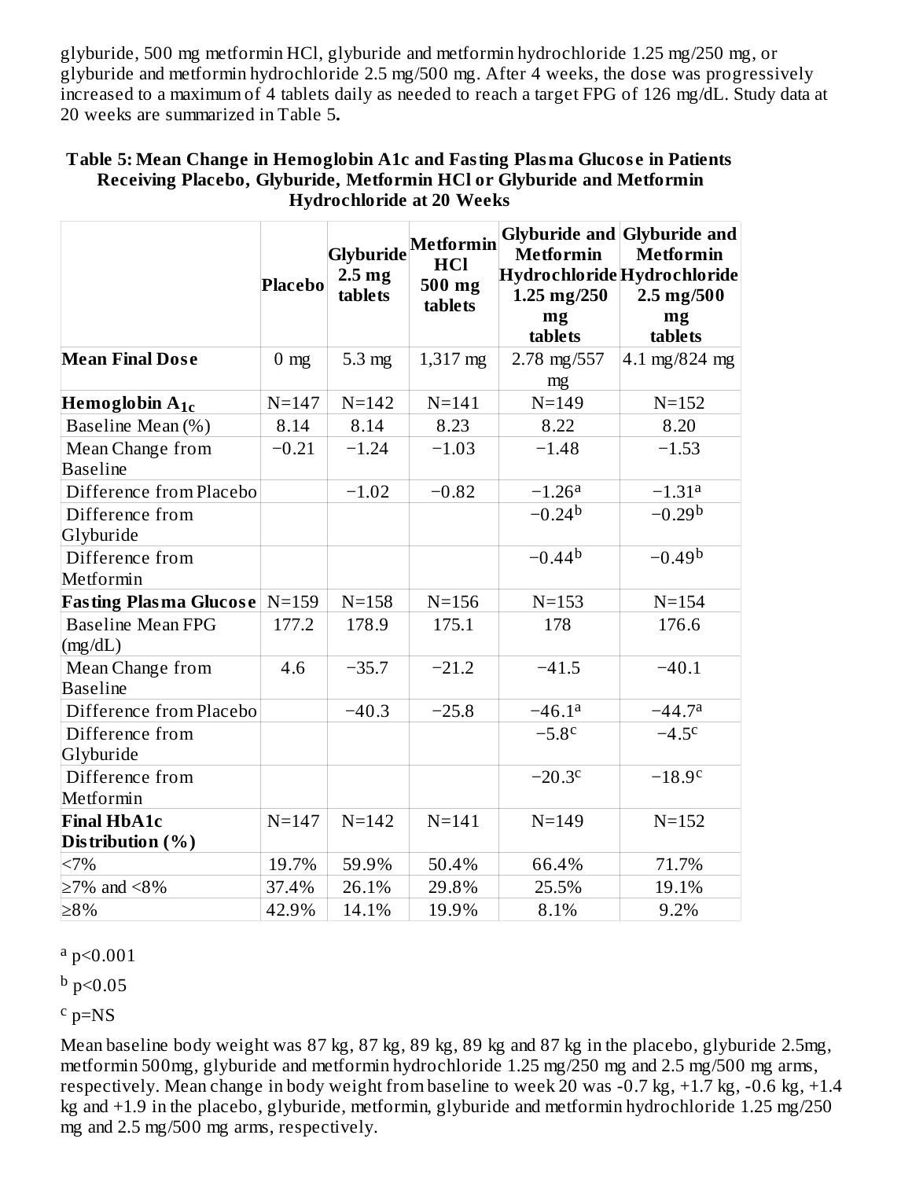glyburide, 500 mg metformin HCl, glyburide and metformin hydrochloride 1.25 mg/250 mg, or glyburide and metformin hydrochloride 2.5 mg/500 mg. After 4 weeks, the dose was progressively increased to a maximum of 4 tablets daily as needed to reach a target FPG of 126 mg/dL. Study data at 20 weeks are summarized in Table 5**.**

**Table 5: Mean Change in Hemoglobin A1c and Fasting Plasma Glucose in Patients Receiving Placebo, Glyburide, Metformin HCl or Glyburide and Metformin Hydrochloride at 20 Weeks**

| | Placebo | Glyburide 2.5 mg tablets | Metformin HCl 500 mg tablets | Glyburide and Metformin Hydrochloride 1.25 mg/250 mg tablets | Glyburide and Metformin Hydrochloride 2.5 mg/500 mg tablets |
|---|---|---|---|---|---|
| **Mean Final Dose** | 0 mg | 5.3 mg | 1,317 mg | 2.78 mg/557 mg | 4.1 mg/824 mg |
| **Hemoglobin $A_{1c}$** | N=147 | N=142 | N=141 | N=149 | N=152 |
| Baseline Mean (%) | 8.14 | 8.14 | 8.23 | 8.22 | 8.20 |
| Mean Change from Baseline | −0.21 | −1.24 | −1.03 | −1.48 | −1.53 |
| Difference from Placebo | | −1.02 | −0.82 | −1.26[a] | −1.31[a] |
| Difference from Glyburide | | | | −0.24[b] | −0.29[b] |
| Difference from Metformin | | | | −0.44[b] | −0.49[b] |
| **Fasting Plasma Glucose** | N=159 | N=158 | N=156 | N=153 | N=154 |
| Baseline Mean FPG (mg/dL) | 177.2 | 178.9 | 175.1 | 178 | 176.6 |
| Mean Change from Baseline | 4.6 | −35.7 | −21.2 | −41.5 | −40.1 |
| Difference from Placebo | | −40.3 | −25.8 | −46.1[a] | −44.7[a] |
| Difference from Glyburide | | | | −5.8[c] | −4.5[c] |
| Difference from Metformin | | | | −20.3[c] | −18.9[c] |
| **Final HbA1c Distribution (%)** | N=147 | N=142 | N=141 | N=149 | N=152 |
| <7% | 19.7% | 59.9% | 50.4% | 66.4% | 71.7% |
| ≥7% and <8% | 37.4% | 26.1% | 29.8% | 25.5% | 19.1% |
| ≥8% | 42.9% | 14.1% | 19.9% | 8.1% | 9.2% |

[a] p<0.001

[b] p<0.05

[c] p=NS

Mean baseline body weight was 87 kg, 87 kg, 89 kg, 89 kg and 87 kg in the placebo, glyburide 2.5mg, metformin 500mg, glyburide and metformin hydrochloride 1.25 mg/250 mg and 2.5 mg/500 mg arms, respectively. Mean change in body weight from baseline to week 20 was -0.7 kg, +1.7 kg, -0.6 kg, +1.4 kg and +1.9 in the placebo, glyburide, metformin, glyburide and metformin hydrochloride 1.25 mg/250 mg and 2.5 mg/500 mg arms, respectively.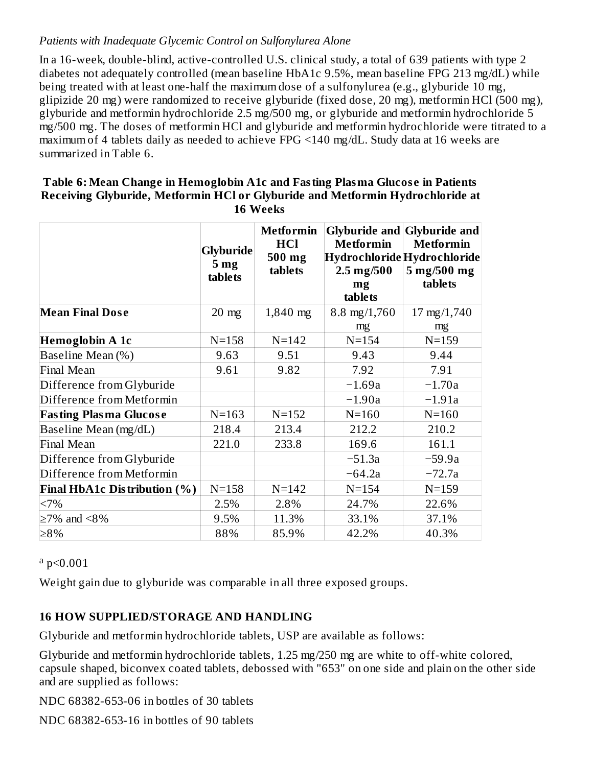*Patients with Inadequate Glycemic Control on Sulfonylurea Alone*

In a 16-week, double-blind, active-controlled U.S. clinical study, a total of 639 patients with type 2 diabetes not adequately controlled (mean baseline HbA1c 9.5%, mean baseline FPG 213 mg/dL) while being treated with at least one-half the maximum dose of a sulfonylurea (e.g., glyburide 10 mg, glipizide 20 mg) were randomized to receive glyburide (fixed dose, 20 mg), metformin HCl (500 mg), glyburide and metformin hydrochloride 2.5 mg/500 mg, or glyburide and metformin hydrochloride 5 mg/500 mg. The doses of metformin HCl and glyburide and metformin hydrochloride were titrated to a maximum of 4 tablets daily as needed to achieve FPG <140 mg/dL. Study data at 16 weeks are summarized in Table 6.

**Table 6: Mean Change in Hemoglobin A1c and Fasting Plasma Glucose in Patients Receiving Glyburide, Metformin HCl or Glyburide and Metformin Hydrochloride at 16 Weeks**

| | Glyburide 5 mg tablets | Metformin HCl 500 mg tablets | Glyburide and Metformin Hydrochloride 2.5 mg/500 mg tablets | Glyburide and Metformin Hydrochloride 5 mg/500 mg tablets |
|---|---|---|---|---|
| **Mean Final Dose** | 20 mg | 1,840 mg | 8.8 mg/1,760 mg | 17 mg/1,740 mg |
| **Hemoglobin A 1c** | N=158 | N=142 | N=154 | N=159 |
| Baseline Mean (%) | 9.63 | 9.51 | 9.43 | 9.44 |
| Final Mean | 9.61 | 9.82 | 7.92 | 7.91 |
| Difference from Glyburide | | | −1.69a | −1.70a |
| Difference from Metformin | | | −1.90a | −1.91a |
| **Fasting Plasma Glucose** | N=163 | N=152 | N=160 | N=160 |
| Baseline Mean (mg/dL) | 218.4 | 213.4 | 212.2 | 210.2 |
| Final Mean | 221.0 | 233.8 | 169.6 | 161.1 |
| Difference from Glyburide | | | −51.3a | −59.9a |
| Difference from Metformin | | | −64.2a | −72.7a |
| **Final HbA1c Distribution (%)** | N=158 | N=142 | N=154 | N=159 |
| <7% | 2.5% | 2.8% | 24.7% | 22.6% |
| ≥7% and <8% | 9.5% | 11.3% | 33.1% | 37.1% |
| ≥8% | 88% | 85.9% | 42.2% | 40.3% |

[a] $p<0.001$

Weight gain due to glyburide was comparable in all three exposed groups.

## 16 HOW SUPPLIED/STORAGE AND HANDLING

Glyburide and metformin hydrochloride tablets, USP are available as follows:

Glyburide and metformin hydrochloride tablets, 1.25 mg/250 mg are white to off-white colored, capsule shaped, biconvex coated tablets, debossed with "653" on one side and plain on the other side and are supplied as follows:

NDC 68382-653-06 in bottles of 30 tablets

NDC 68382-653-16 in bottles of 90 tablets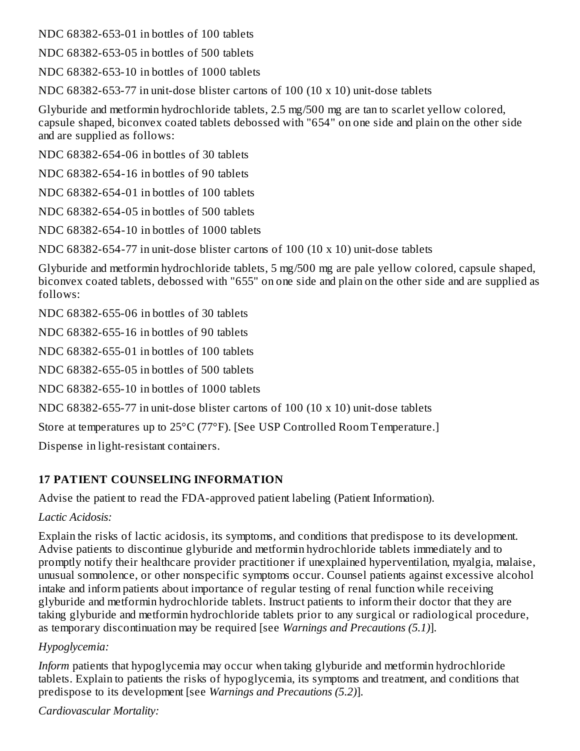NDC 68382-653-01 in bottles of 100 tablets

NDC 68382-653-05 in bottles of 500 tablets

NDC 68382-653-10 in bottles of 1000 tablets

NDC 68382-653-77 in unit-dose blister cartons of 100 (10 x 10) unit-dose tablets

Glyburide and metformin hydrochloride tablets, 2.5 mg/500 mg are tan to scarlet yellow colored, capsule shaped, biconvex coated tablets debossed with "654" on one side and plain on the other side and are supplied as follows:

NDC 68382-654-06 in bottles of 30 tablets

NDC 68382-654-16 in bottles of 90 tablets

NDC 68382-654-01 in bottles of 100 tablets

NDC 68382-654-05 in bottles of 500 tablets

NDC 68382-654-10 in bottles of 1000 tablets

NDC 68382-654-77 in unit-dose blister cartons of 100 (10 x 10) unit-dose tablets

Glyburide and metformin hydrochloride tablets, 5 mg/500 mg are pale yellow colored, capsule shaped, biconvex coated tablets, debossed with "655" on one side and plain on the other side and are supplied as follows:

NDC 68382-655-06 in bottles of 30 tablets

NDC 68382-655-16 in bottles of 90 tablets

NDC 68382-655-01 in bottles of 100 tablets

NDC 68382-655-05 in bottles of 500 tablets

NDC 68382-655-10 in bottles of 1000 tablets

NDC 68382-655-77 in unit-dose blister cartons of 100 (10 x 10) unit-dose tablets

Store at temperatures up to 25°C (77°F). [See USP Controlled Room Temperature.]

Dispense in light-resistant containers.

## 17 PATIENT COUNSELING INFORMATION

Advise the patient to read the FDA-approved patient labeling (Patient Information).

*Lactic Acidosis:*

Explain the risks of lactic acidosis, its symptoms, and conditions that predispose to its development. Advise patients to discontinue glyburide and metformin hydrochloride tablets immediately and to promptly notify their healthcare provider practitioner if unexplained hyperventilation, myalgia, malaise, unusual somnolence, or other nonspecific symptoms occur. Counsel patients against excessive alcohol intake and inform patients about importance of regular testing of renal function while receiving glyburide and metformin hydrochloride tablets. Instruct patients to inform their doctor that they are taking glyburide and metformin hydrochloride tablets prior to any surgical or radiological procedure, as temporary discontinuation may be required [see *Warnings and Precautions (5.1)*].

*Hypoglycemia:*

*Inform* patients that hypoglycemia may occur when taking glyburide and metformin hydrochloride tablets. Explain to patients the risks of hypoglycemia, its symptoms and treatment, and conditions that predispose to its development [see *Warnings and Precautions (5.2)*].

*Cardiovascular Mortality:*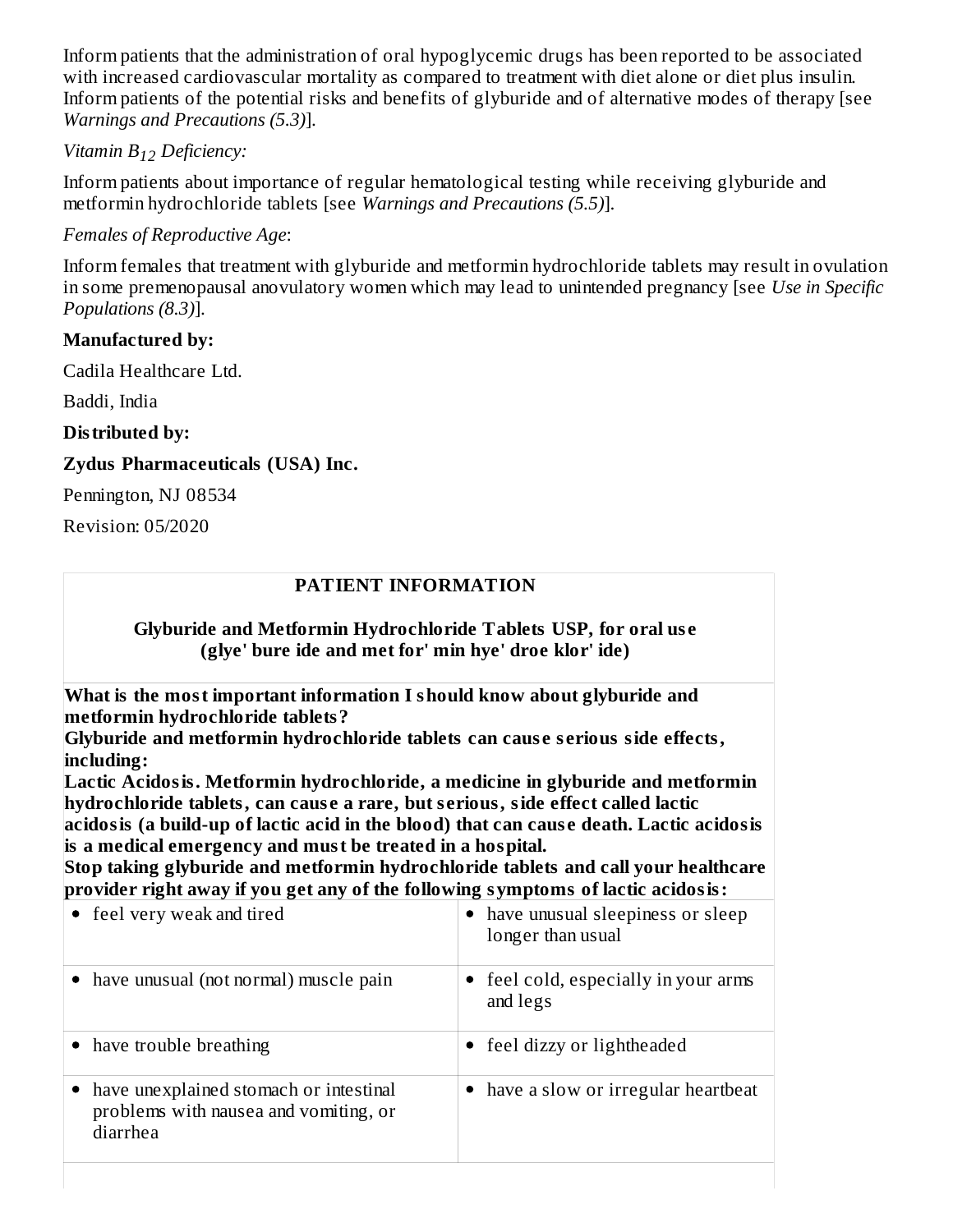Inform patients that the administration of oral hypoglycemic drugs has been reported to be associated with increased cardiovascular mortality as compared to treatment with diet alone or diet plus insulin. Inform patients of the potential risks and benefits of glyburide and of alternative modes of therapy [see *Warnings and Precautions (5.3)*].

*Vitamin $B_{12}$ Deficiency:*

Inform patients about importance of regular hematological testing while receiving glyburide and metformin hydrochloride tablets [see *Warnings and Precautions (5.5)*].

*Females of Reproductive Age*:

Inform females that treatment with glyburide and metformin hydrochloride tablets may result in ovulation in some premenopausal anovulatory women which may lead to unintended pregnancy [see *Use in Specific Populations (8.3)*].

**Manufactured by:**

Cadila Healthcare Ltd.

Baddi, India

**Distributed by:**

**Zydus Pharmaceuticals (USA) Inc.**

Pennington, NJ 08534

Revision: 05/2020

**PATIENT INFORMATION**

**Glyburide and Metformin Hydrochloride Tablets USP, for oral use**
**(glye' bure ide and met for' min hye' droe klor' ide)**

**What is the most important information I should know about glyburide and metformin hydrochloride tablets?**
**Glyburide and metformin hydrochloride tablets can cause serious side effects, including:**
**Lactic Acidosis. Metformin hydrochloride, a medicine in glyburide and metformin hydrochloride tablets, can cause a rare, but serious, side effect called lactic acidosis (a build-up of lactic acid in the blood) that can cause death. Lactic acidosis is a medical emergency and must be treated in a hospital.**
**Stop taking glyburide and metformin hydrochloride tablets and call your healthcare provider right away if you get any of the following symptoms of lactic acidosis:**

| | |
|---|---|
| • feel very weak and tired | • have unusual sleepiness or sleep longer than usual |
| • have unusual (not normal) muscle pain | • feel cold, especially in your arms and legs |
| • have trouble breathing | • feel dizzy or lightheaded |
| • have unexplained stomach or intestinal problems with nausea and vomiting, or diarrhea | • have a slow or irregular heartbeat |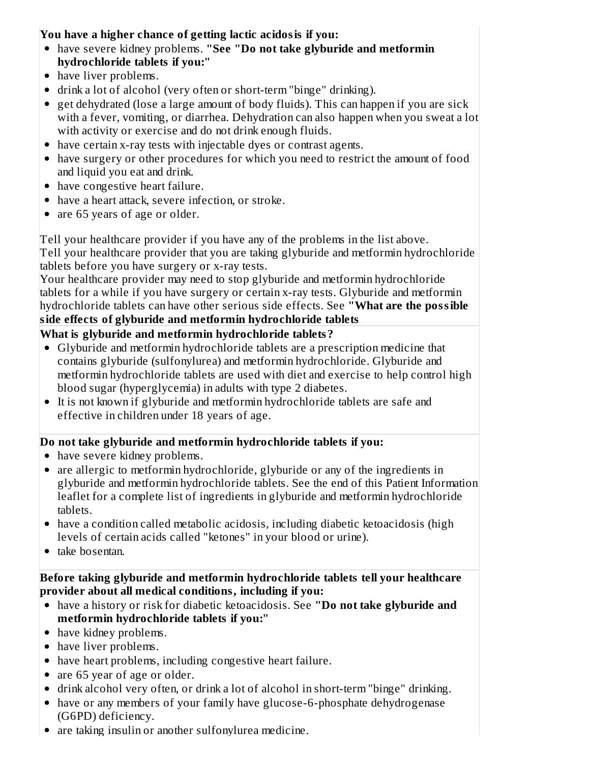**You have a higher chance of getting lactic acidosis if you:**

- have severe kidney problems. **"See "Do not take glyburide and metformin hydrochloride tablets if you:"**
- have liver problems.
- drink a lot of alcohol (very often or short-term "binge" drinking).
- get dehydrated (lose a large amount of body fluids). This can happen if you are sick with a fever, vomiting, or diarrhea. Dehydration can also happen when you sweat a lot with activity or exercise and do not drink enough fluids.
- have certain x-ray tests with injectable dyes or contrast agents.
- have surgery or other procedures for which you need to restrict the amount of food and liquid you eat and drink.
- have congestive heart failure.
- have a heart attack, severe infection, or stroke.
- are 65 years of age or older.

Tell your healthcare provider if you have any of the problems in the list above.
Tell your healthcare provider that you are taking glyburide and metformin hydrochloride tablets before you have surgery or x-ray tests.
Your healthcare provider may need to stop glyburide and metformin hydrochloride tablets for a while if you have surgery or certain x-ray tests. Glyburide and metformin hydrochloride tablets can have other serious side effects. See **"What are the possible side effects of glyburide and metformin hydrochloride tablets**

**What is glyburide and metformin hydrochloride tablets?**

- Glyburide and metformin hydrochloride tablets are a prescription medicine that contains glyburide (sulfonylurea) and metformin hydrochloride. Glyburide and metformin hydrochloride tablets are used with diet and exercise to help control high blood sugar (hyperglycemia) in adults with type 2 diabetes.
- It is not known if glyburide and metformin hydrochloride tablets are safe and effective in children under 18 years of age.

**Do not take glyburide and metformin hydrochloride tablets if you:**

- have severe kidney problems.
- are allergic to metformin hydrochloride, glyburide or any of the ingredients in glyburide and metformin hydrochloride tablets. See the end of this Patient Information leaflet for a complete list of ingredients in glyburide and metformin hydrochloride tablets.
- have a condition called metabolic acidosis, including diabetic ketoacidosis (high levels of certain acids called "ketones" in your blood or urine).
- take bosentan.

**Before taking glyburide and metformin hydrochloride tablets tell your healthcare provider about all medical conditions, including if you:**

- have a history or risk for diabetic ketoacidosis. See **"Do not take glyburide and metformin hydrochloride tablets if you:"**
- have kidney problems.
- have liver problems.
- have heart problems, including congestive heart failure.
- are 65 year of age or older.
- drink alcohol very often, or drink a lot of alcohol in short-term "binge" drinking.
- have or any members of your family have glucose-6-phosphate dehydrogenase (G6PD) deficiency.
- are taking insulin or another sulfonylurea medicine.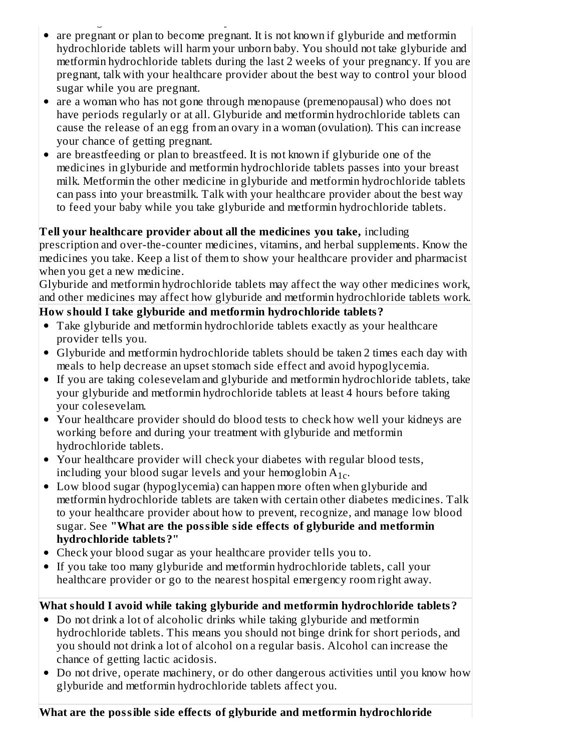- are pregnant or plan to become pregnant. It is not known if glyburide and metformin hydrochloride tablets will harm your unborn baby. You should not take glyburide and metformin hydrochloride tablets during the last 2 weeks of your pregnancy. If you are pregnant, talk with your healthcare provider about the best way to control your blood sugar while you are pregnant.
- are a woman who has not gone through menopause (premenopausal) who does not have periods regularly or at all. Glyburide and metformin hydrochloride tablets can cause the release of an egg from an ovary in a woman (ovulation). This can increase your chance of getting pregnant.
- are breastfeeding or plan to breastfeed. It is not known if glyburide one of the medicines in glyburide and metformin hydrochloride tablets passes into your breast milk. Metformin the other medicine in glyburide and metformin hydrochloride tablets can pass into your breastmilk. Talk with your healthcare provider about the best way to feed your baby while you take glyburide and metformin hydrochloride tablets.

**Tell your healthcare provider about all the medicines you take,** including prescription and over-the-counter medicines, vitamins, and herbal supplements. Know the medicines you take. Keep a list of them to show your healthcare provider and pharmacist when you get a new medicine.

Glyburide and metformin hydrochloride tablets may affect the way other medicines work, and other medicines may affect how glyburide and metformin hydrochloride tablets work.

**How should I take glyburide and metformin hydrochloride tablets?**

- Take glyburide and metformin hydrochloride tablets exactly as your healthcare provider tells you.
- Glyburide and metformin hydrochloride tablets should be taken 2 times each day with meals to help decrease an upset stomach side effect and avoid hypoglycemia.
- If you are taking colesevelam and glyburide and metformin hydrochloride tablets, take your glyburide and metformin hydrochloride tablets at least 4 hours before taking your colesevelam.
- Your healthcare provider should do blood tests to check how well your kidneys are working before and during your treatment with glyburide and metformin hydrochloride tablets.
- Your healthcare provider will check your diabetes with regular blood tests, including your blood sugar levels and your hemoglobin $A_{1c}$.
- Low blood sugar (hypoglycemia) can happen more often when glyburide and metformin hydrochloride tablets are taken with certain other diabetes medicines. Talk to your healthcare provider about how to prevent, recognize, and manage low blood sugar. See **"What are the possible side effects of glyburide and metformin hydrochloride tablets?"**
- Check your blood sugar as your healthcare provider tells you to.
- If you take too many glyburide and metformin hydrochloride tablets, call your healthcare provider or go to the nearest hospital emergency room right away.

**What should I avoid while taking glyburide and metformin hydrochloride tablets?**

- Do not drink a lot of alcoholic drinks while taking glyburide and metformin hydrochloride tablets. This means you should not binge drink for short periods, and you should not drink a lot of alcohol on a regular basis. Alcohol can increase the chance of getting lactic acidosis.
- Do not drive, operate machinery, or do other dangerous activities until you know how glyburide and metformin hydrochloride tablets affect you.

**What are the possible side effects of glyburide and metformin hydrochloride**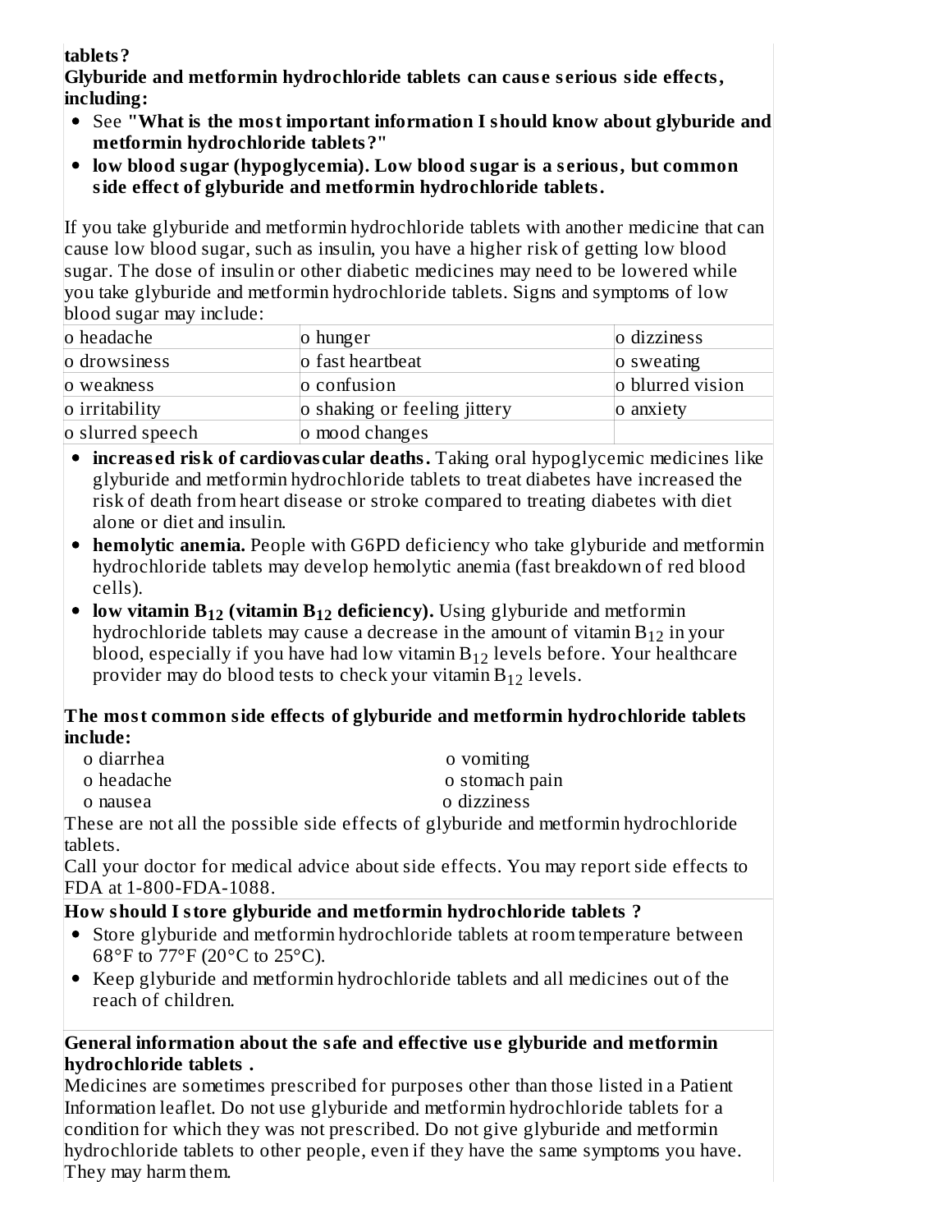**tablets?**

**Glyburide and metformin hydrochloride tablets can cause serious side effects, including:**

- See **"What is the most important information I should know about glyburide and metformin hydrochloride tablets?"**
- **low blood sugar (hypoglycemia). Low blood sugar is a serious, but common side effect of glyburide and metformin hydrochloride tablets.**

If you take glyburide and metformin hydrochloride tablets with another medicine that can cause low blood sugar, such as insulin, you have a higher risk of getting low blood sugar. The dose of insulin or other diabetic medicines may need to be lowered while you take glyburide and metformin hydrochloride tablets. Signs and symptoms of low blood sugar may include:

| | | |
|---|---|---|
| o headache | o hunger | o dizziness |
| o drowsiness | o fast heartbeat | o sweating |
| o weakness | o confusion | o blurred vision |
| o irritability | o shaking or feeling jittery | o anxiety |
| o slurred speech | o mood changes | |

- **increased risk of cardiovascular deaths.** Taking oral hypoglycemic medicines like glyburide and metformin hydrochloride tablets to treat diabetes have increased the risk of death from heart disease or stroke compared to treating diabetes with diet alone or diet and insulin.
- **hemolytic anemia.** People with G6PD deficiency who take glyburide and metformin hydrochloride tablets may develop hemolytic anemia (fast breakdown of red blood cells).
- **low vitamin $B_{12}$ (vitamin $B_{12}$ deficiency).** Using glyburide and metformin hydrochloride tablets may cause a decrease in the amount of vitamin $B_{12}$ in your blood, especially if you have had low vitamin $B_{12}$ levels before. Your healthcare provider may do blood tests to check your vitamin $B_{12}$ levels.

**The most common side effects of glyburide and metformin hydrochloride tablets include:**

| | |
|---|---|
| o diarrhea | o vomiting |
| o headache | o stomach pain |
| o nausea | o dizziness |

These are not all the possible side effects of glyburide and metformin hydrochloride tablets.

Call your doctor for medical advice about side effects. You may report side effects to FDA at 1-800-FDA-1088.

**How should I store glyburide and metformin hydrochloride tablets ?**

- Store glyburide and metformin hydrochloride tablets at room temperature between 68°F to 77°F (20°C to 25°C).
- Keep glyburide and metformin hydrochloride tablets and all medicines out of the reach of children.

**General information about the safe and effective use glyburide and metformin hydrochloride tablets .**

Medicines are sometimes prescribed for purposes other than those listed in a Patient Information leaflet. Do not use glyburide and metformin hydrochloride tablets for a condition for which they was not prescribed. Do not give glyburide and metformin hydrochloride tablets to other people, even if they have the same symptoms you have. They may harm them.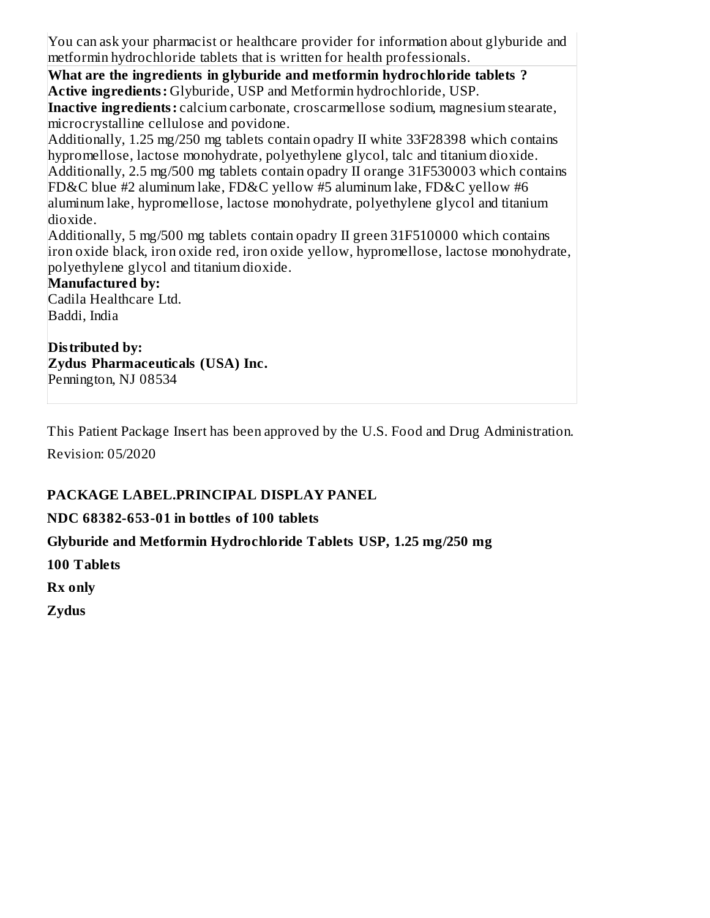You can ask your pharmacist or healthcare provider for information about glyburide and metformin hydrochloride tablets that is written for health professionals.

**What are the ingredients in glyburide and metformin hydrochloride tablets ?**

**Active ingredients:** Glyburide, USP and Metformin hydrochloride, USP.

**Inactive ingredients:** calcium carbonate, croscarmellose sodium, magnesium stearate, microcrystalline cellulose and povidone.

Additionally, 1.25 mg/250 mg tablets contain opadry II white 33F28398 which contains hypromellose, lactose monohydrate, polyethylene glycol, talc and titanium dioxide.

Additionally, 2.5 mg/500 mg tablets contain opadry II orange 31F530003 which contains FD&C blue #2 aluminum lake, FD&C yellow #5 aluminum lake, FD&C yellow #6 aluminum lake, hypromellose, lactose monohydrate, polyethylene glycol and titanium dioxide.

Additionally, 5 mg/500 mg tablets contain opadry II green 31F510000 which contains iron oxide black, iron oxide red, iron oxide yellow, hypromellose, lactose monohydrate, polyethylene glycol and titanium dioxide.

**Manufactured by:**

Cadila Healthcare Ltd.
Baddi, India

**Distributed by:**

**Zydus Pharmaceuticals (USA) Inc.**
Pennington, NJ 08534

This Patient Package Insert has been approved by the U.S. Food and Drug Administration.

Revision: 05/2020

**PACKAGE LABEL.PRINCIPAL DISPLAY PANEL**

**NDC 68382-653-01 in bottles of 100 tablets**

**Glyburide and Metformin Hydrochloride Tablets USP, 1.25 mg/250 mg**

**100 Tablets**

**Rx only**

**Zydus**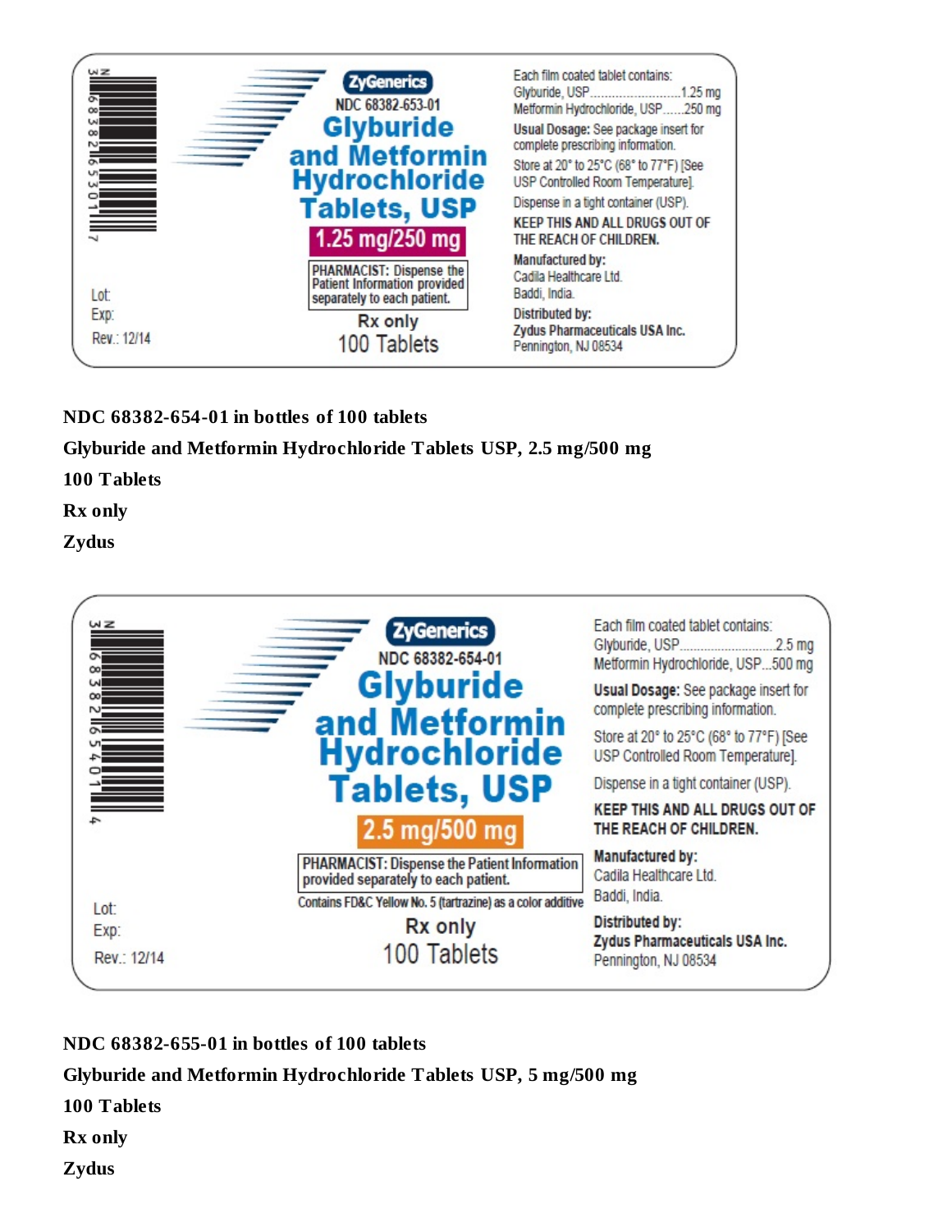N 3 68382 65301 7

ZyGenerics

NDC 68382-653-01

**Glyburide and Metformin Hydrochloride Tablets, USP**

**1.25 mg/250 mg**

PHARMACIST: Dispense the Patient Information provided separately to each patient.

Rx only

100 Tablets

Lot:

Exp:

Rev.: 12/14

Each film coated tablet contains:

Glyburide, USP.........................1.25 mg

Metformin Hydrochloride, USP......250 mg

**Usual Dosage:** See package insert for complete prescribing information.

Store at 20° to 25°C (68° to 77°F) [See USP Controlled Room Temperature].

Dispense in a tight container (USP).

**KEEP THIS AND ALL DRUGS OUT OF THE REACH OF CHILDREN.**

**Manufactured by:**

Cadila Healthcare Ltd.

Baddi, India.

**Distributed by:**

**Zydus Pharmaceuticals USA Inc.**

Pennington, NJ 08534

**NDC 68382-654-01 in bottles of 100 tablets**

**Glyburide and Metformin Hydrochloride Tablets USP, 2.5 mg/500 mg**

**100 Tablets**

**Rx only**

**Zydus**

N 3 68382 65401 4

ZyGenerics

NDC 68382-654-01

**Glyburide and Metformin Hydrochloride Tablets, USP**

**2.5 mg/500 mg**

PHARMACIST: Dispense the Patient Information provided separately to each patient.

Contains FD&C Yellow No. 5 (tartrazine) as a color additive

Rx only

100 Tablets

Lot:

Exp:

Rev.: 12/14

Each film coated tablet contains:

Glyburide, USP...........................2.5 mg

Metformin Hydrochloride, USP...500 mg

**Usual Dosage:** See package insert for complete prescribing information.

Store at 20° to 25°C (68° to 77°F) [See USP Controlled Room Temperature].

Dispense in a tight container (USP).

**KEEP THIS AND ALL DRUGS OUT OF THE REACH OF CHILDREN.**

**Manufactured by:**

Cadila Healthcare Ltd.

Baddi, India.

**Distributed by:**

**Zydus Pharmaceuticals USA Inc.**

Pennington, NJ 08534

**NDC 68382-655-01 in bottles of 100 tablets**

**Glyburide and Metformin Hydrochloride Tablets USP, 5 mg/500 mg**

**100 Tablets**

**Rx only**

**Zydus**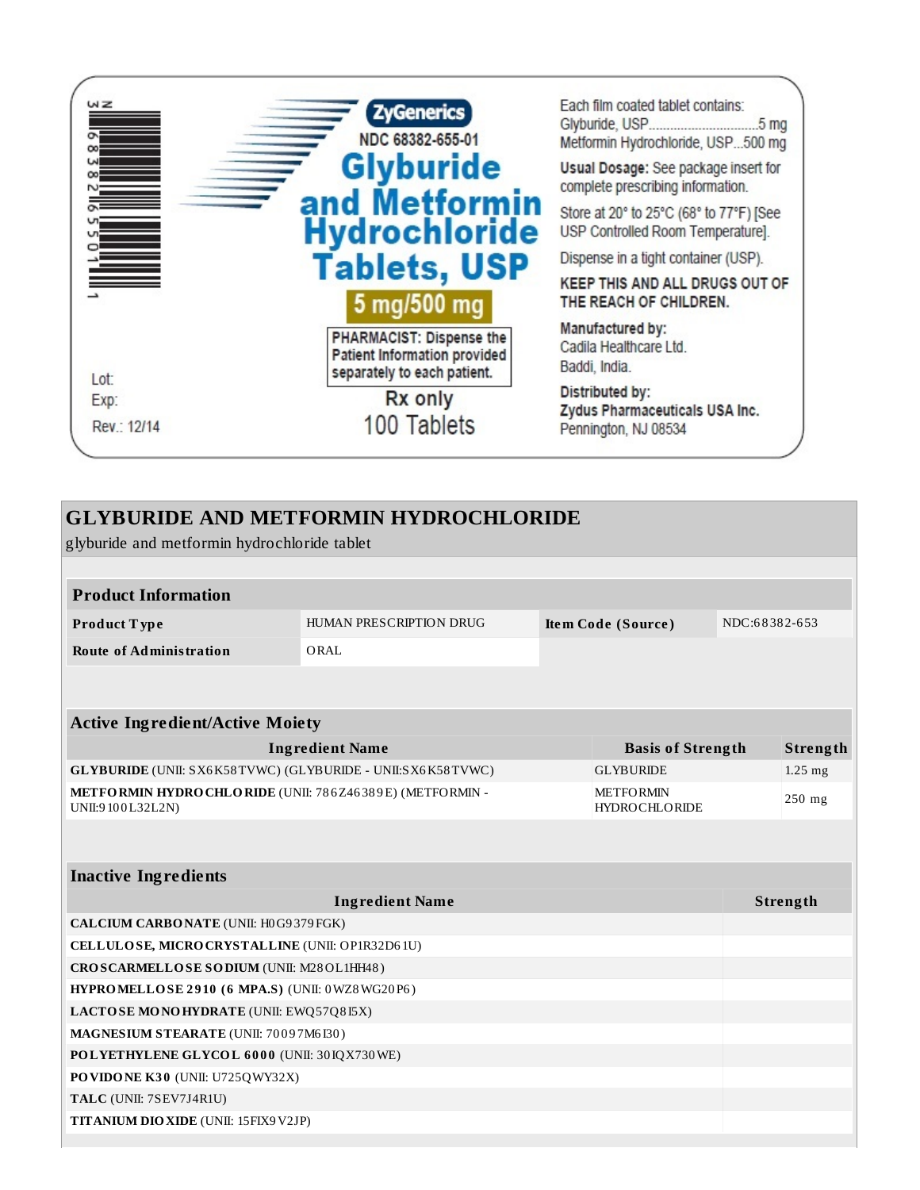3 68382 65501 1

Lot:

Exp:

Rev.: 12/14

**ZyGenerics**

NDC 68382-655-01

# Glyburide and Metformin Hydrochloride Tablets, USP

**5 mg/500 mg**

PHARMACIST: Dispense the Patient Information provided separately to each patient.

Rx only

100 Tablets

Each film coated tablet contains:
Glyburide, USP..............................5 mg
Metformin Hydrochloride, USP...500 mg

**Usual Dosage:** See package insert for complete prescribing information.

Store at 20° to 25°C (68° to 77°F) [See USP Controlled Room Temperature].

Dispense in a tight container (USP).

**KEEP THIS AND ALL DRUGS OUT OF THE REACH OF CHILDREN.**

**Manufactured by:**
Cadila Healthcare Ltd.
Baddi, India.

**Distributed by:**
**Zydus Pharmaceuticals USA Inc.**
Pennington, NJ 08534

## GLYBURIDE AND METFORMIN HYDROCHLORIDE

glyburide and metformin hydrochloride tablet

| Product Information | | | |
|---|---|---|---|
| **Product Type** | HUMAN PRESCRIPTION DRUG | **Item Code (Source)** | NDC:68382-653 |
| **Route of Administration** | ORAL | | |

| Active Ingredient/Active Moiety | | |
|---|---|---|
| **Ingredient Name** | **Basis of Strength** | **Strength** |
| **GLYBURIDE** (UNII: SX6K58TVWC) (GLYBURIDE - UNII:SX6K58TVWC) | GLYBURIDE | 1.25 mg |
| **METFORMIN HYDROCHLORIDE** (UNII: 786Z46389E) (METFORMIN - UNII:9100L32L2N) | METFORMIN HYDROCHLORIDE | 250 mg |

| Inactive Ingredients | |
|---|---|
| **Ingredient Name** | **Strength** |
| **CALCIUM CARBONATE** (UNII: H0G9379FGK) | |
| **CELLULOSE, MICROCRYSTALLINE** (UNII: OP1R32D61U) | |
| **CROSCARMELLOSE SODIUM** (UNII: M28OL1HH48) | |
| **HYPROMELLOSE 2910 (6 MPA.S)** (UNII: 0WZ8WG20P6) | |
| **LACTOSE MONOHYDRATE** (UNII: EWQ57Q8I5X) | |
| **MAGNESIUM STEARATE** (UNII: 70097M6I30) | |
| **POLYETHYLENE GLYCOL 6000** (UNII: 30IQX730WE) | |
| **POVIDONE K30** (UNII: U725QWY32X) | |
| **TALC** (UNII: 7SEV7J4R1U) | |
| **TITANIUM DIOXIDE** (UNII: 15FIX9V2JP) | |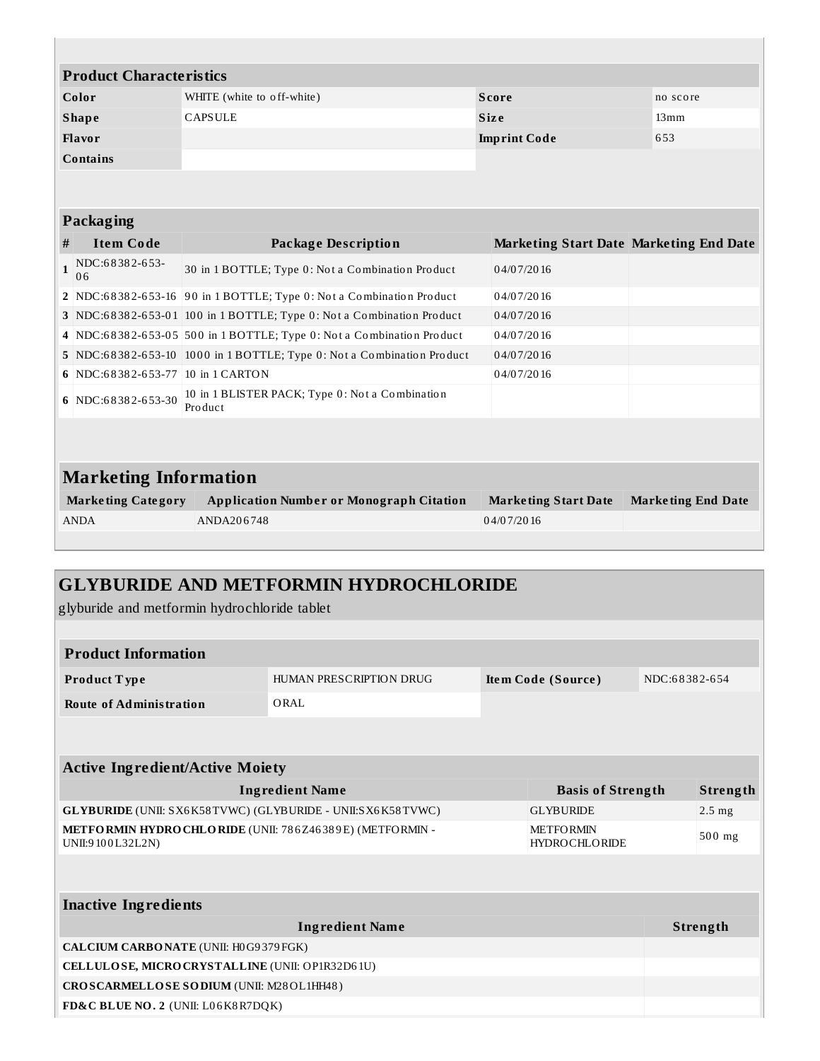## Product Characteristics

| Color | WHITE (white to off-white) | Score | no score |
|---|---|---|---|
| Shape | CAPSULE | Size | 13mm |
| Flavor | | Imprint Code | 653 |
| Contains | | | |

## Packaging

| # | Item Code | Package Description | Marketing Start Date | Marketing End Date |
|---|---|---|---|---|
| 1 | NDC:68382-653-06 | 30 in 1 BOTTLE; Type 0: Not a Combination Product | 04/07/2016 | |
| 2 | NDC:68382-653-16 | 90 in 1 BOTTLE; Type 0: Not a Combination Product | 04/07/2016 | |
| 3 | NDC:68382-653-01 | 100 in 1 BOTTLE; Type 0: Not a Combination Product | 04/07/2016 | |
| 4 | NDC:68382-653-05 | 500 in 1 BOTTLE; Type 0: Not a Combination Product | 04/07/2016 | |
| 5 | NDC:68382-653-10 | 1000 in 1 BOTTLE; Type 0: Not a Combination Product | 04/07/2016 | |
| 6 | NDC:68382-653-77 | 10 in 1 CARTON | 04/07/2016 | |
| 6 | NDC:68382-653-30 | 10 in 1 BLISTER PACK; Type 0: Not a Combination Product | | |

## Marketing Information

| Marketing Category | Application Number or Monograph Citation | Marketing Start Date | Marketing End Date |
|---|---|---|---|
| ANDA | ANDA206748 | 04/07/2016 | |

# GLYBURIDE AND METFORMIN HYDROCHLORIDE

glyburide and metformin hydrochloride tablet

## Product Information

| Product Type | HUMAN PRESCRIPTION DRUG | Item Code (Source) | NDC:68382-654 |
|---|---|---|---|
| Route of Administration | ORAL | | |

## Active Ingredient/Active Moiety

| Ingredient Name | Basis of Strength | Strength |
|---|---|---|
| **GLYBURIDE** (UNII: SX6K58TVWC) (GLYBURIDE - UNII:SX6K58TVWC) | GLYBURIDE | 2.5 mg |
| **METFORMIN HYDROCHLORIDE** (UNII: 786Z46389E) (METFORMIN - UNII:9100L32L2N) | METFORMIN HYDROCHLORIDE | 500 mg |

## Inactive Ingredients

| Ingredient Name | Strength |
|---|---|
| **CALCIUM CARBONATE** (UNII: H0G9379FGK) | |
| **CELLULOSE, MICROCRYSTALLINE** (UNII: OP1R32D61U) | |
| **CROSCARMELLOSE SODIUM** (UNII: M28OL1HH48) | |
| **FD&C BLUE NO. 2** (UNII: L06K8R7DQK) | |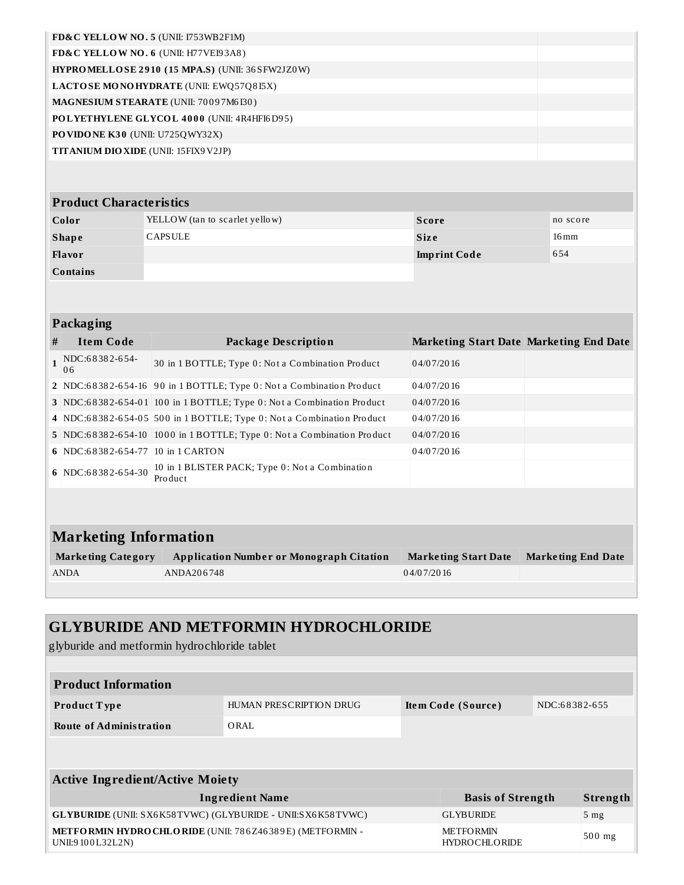| | |
|---|---|
| **FD&C YELLOW NO. 5** (UNII: I753WB2F1M) | |
| **FD&C YELLOW NO. 6** (UNII: H77VEI93A8) | |
| **HYPROMELLOSE 2910 (15 MPA.S)** (UNII: 36SFW2JZ0W) | |
| **LACTOSE MONOHYDRATE** (UNII: EWQ57Q8I5X) | |
| **MAGNESIUM STEARATE** (UNII: 70097M6I30) | |
| **POLYETHYLENE GLYCOL 4000** (UNII: 4R4HFI6D95) | |
| **POVIDONE K30** (UNII: U725QWY32X) | |
| **TITANIUM DIOXIDE** (UNII: 15FIX9V2JP) | |

| **Product Characteristics** | | | |
|---|---|---|---|
| **Color** | YELLOW (tan to scarlet yellow) | **Score** | no score |
| **Shape** | CAPSULE | **Size** | 16mm |
| **Flavor** | | **Imprint Code** | 654 |
| **Contains** | | | |

**Packaging**

| # | Item Code | Package Description | Marketing Start Date | Marketing End Date |
|---|---|---|---|---|
| 1 | NDC:68382-654-06 | 30 in 1 BOTTLE; Type 0: Not a Combination Product | 04/07/2016 | |
| 2 | NDC:68382-654-16 | 90 in 1 BOTTLE; Type 0: Not a Combination Product | 04/07/2016 | |
| 3 | NDC:68382-654-01 | 100 in 1 BOTTLE; Type 0: Not a Combination Product | 04/07/2016 | |
| 4 | NDC:68382-654-05 | 500 in 1 BOTTLE; Type 0: Not a Combination Product | 04/07/2016 | |
| 5 | NDC:68382-654-10 | 1000 in 1 BOTTLE; Type 0: Not a Combination Product | 04/07/2016 | |
| 6 | NDC:68382-654-77 | 10 in 1 CARTON | 04/07/2016 | |
| 6 | NDC:68382-654-30 | 10 in 1 BLISTER PACK; Type 0: Not a Combination Product | | |

## Marketing Information

| Marketing Category | Application Number or Monograph Citation | Marketing Start Date | Marketing End Date |
|---|---|---|---|
| ANDA | ANDA206748 | 04/07/2016 | |

# GLYBURIDE AND METFORMIN HYDROCHLORIDE

glyburide and metformin hydrochloride tablet

| **Product Information** | | | |
|---|---|---|---|
| **Product Type** | HUMAN PRESCRIPTION DRUG | **Item Code (Source)** | NDC:68382-655 |
| **Route of Administration** | ORAL | | |

**Active Ingredient/Active Moiety**

| Ingredient Name | Basis of Strength | Strength |
|---|---|---|
| **GLYBURIDE** (UNII: SX6K58TVWC) (GLYBURIDE - UNII:SX6K58TVWC) | GLYBURIDE | 5 mg |
| **METFORMIN HYDROCHLORIDE** (UNII: 786Z46389E) (METFORMIN - UNII:9100L32L2N) | METFORMIN HYDROCHLORIDE | 500 mg |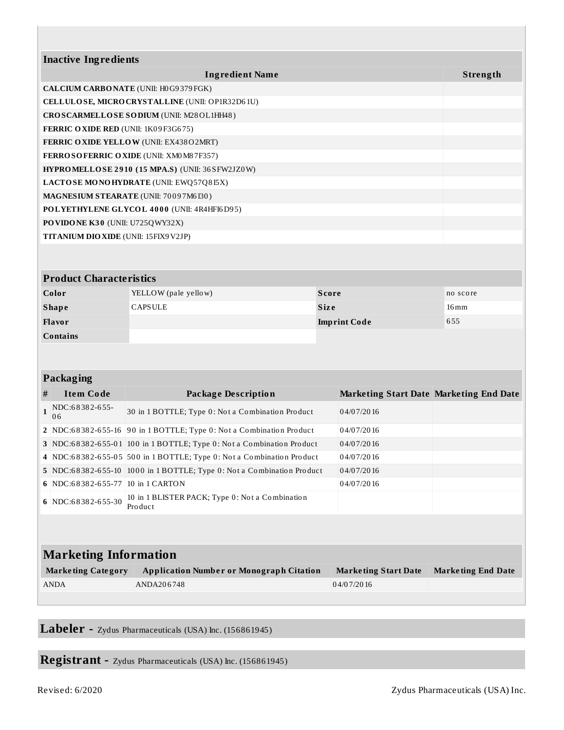## Inactive Ingredients

| Ingredient Name | Strength |
|---|---|
| **CALCIUM CARBONATE** (UNII: H0G9379FGK) | |
| **CELLULOSE, MICROCRYSTALLINE** (UNII: OP1R32D61U) | |
| **CROSCARMELLOSE SODIUM** (UNII: M28OL1HH48) | |
| **FERRIC OXIDE RED** (UNII: 1K09F3G675) | |
| **FERRIC OXIDE YELLOW** (UNII: EX438O2MRT) | |
| **FERROSOFERRIC OXIDE** (UNII: XM0M87F357) | |
| **HYPROMELLOSE 2910 (15 MPA.S)** (UNII: 36SFW2JZ0W) | |
| **LACTOSE MONOHYDRATE** (UNII: EWQ57Q8I5X) | |
| **MAGNESIUM STEARATE** (UNII: 70097M6I30) | |
| **POLYETHYLENE GLYCOL 4000** (UNII: 4R4HFI6D95) | |
| **POVIDONE K30** (UNII: U725QWY32X) | |
| **TITANIUM DIOXIDE** (UNII: 15FIX9V2JP) | |

## Product Characteristics

| | | | |
|---|---|---|---|
| **Color** | YELLOW (pale yellow) | **Score** | no score |
| **Shape** | CAPSULE | **Size** | 16mm |
| **Flavor** | | **Imprint Code** | 655 |
| **Contains** | | | |

## Packaging

| # | Item Code | Package Description | Marketing Start Date | Marketing End Date |
|---|---|---|---|---|
| 1 | NDC:68382-655-06 | 30 in 1 BOTTLE; Type 0: Not a Combination Product | 04/07/2016 | |
| 2 | NDC:68382-655-16 | 90 in 1 BOTTLE; Type 0: Not a Combination Product | 04/07/2016 | |
| 3 | NDC:68382-655-01 | 100 in 1 BOTTLE; Type 0: Not a Combination Product | 04/07/2016 | |
| 4 | NDC:68382-655-05 | 500 in 1 BOTTLE; Type 0: Not a Combination Product | 04/07/2016 | |
| 5 | NDC:68382-655-10 | 1000 in 1 BOTTLE; Type 0: Not a Combination Product | 04/07/2016 | |
| 6 | NDC:68382-655-77 | 10 in 1 CARTON | 04/07/2016 | |
| 6 | NDC:68382-655-30 | 10 in 1 BLISTER PACK; Type 0: Not a Combination Product | | |

## Marketing Information

| Marketing Category | Application Number or Monograph Citation | Marketing Start Date | Marketing End Date |
|---|---|---|---|
| ANDA | ANDA206748 | 04/07/2016 | |

## Labeler - Zydus Pharmaceuticals (USA) Inc. (156861945)

## Registrant - Zydus Pharmaceuticals (USA) Inc. (156861945)

Revised: 6/2020

Zydus Pharmaceuticals (USA) Inc.